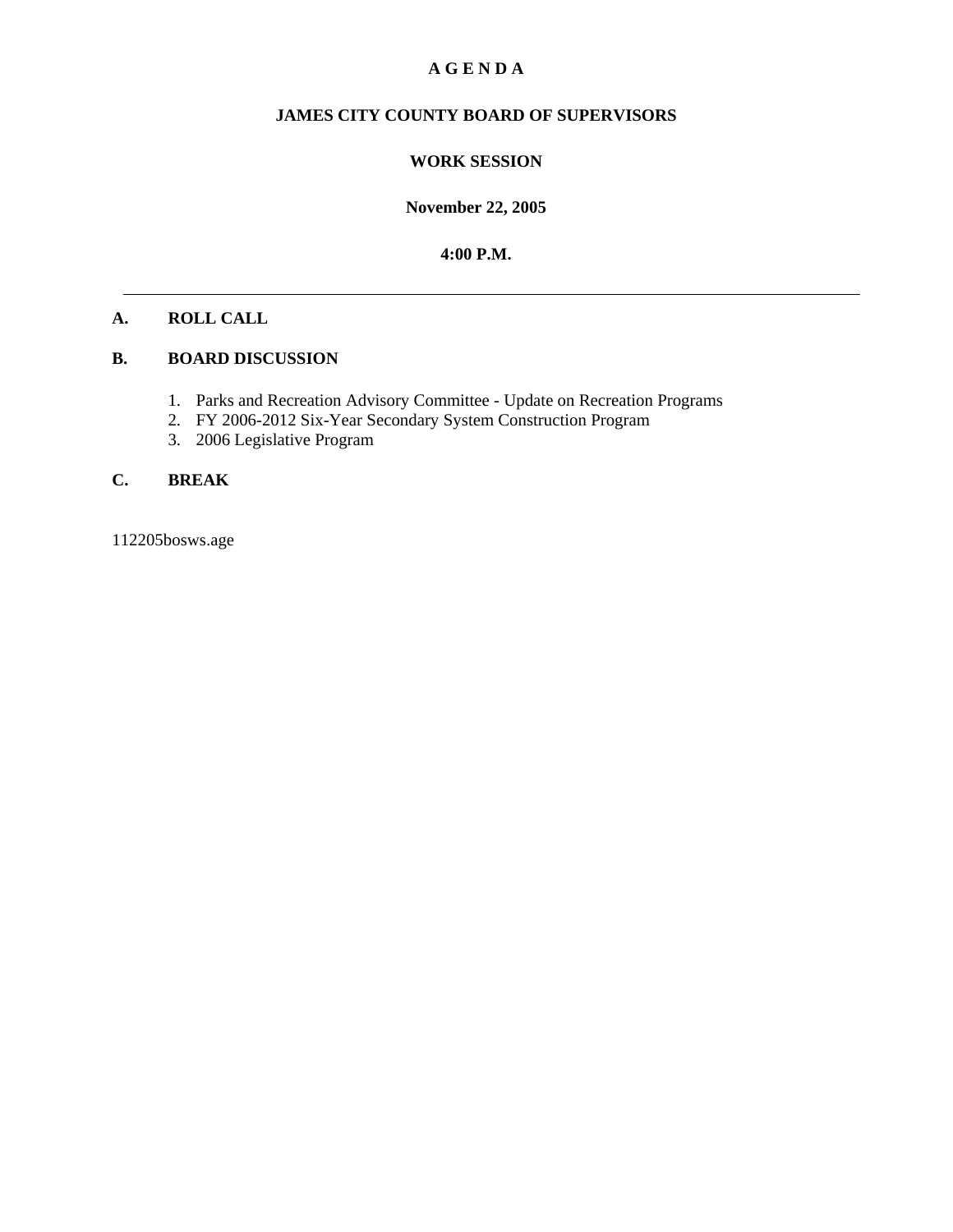# A G E N D A

## JAMES CITY COUNTY BOARD OF SUPERVISORS

## WORK SESSION

**November 22, 2005**

**4:00 P.M.**

---

**A. ROLL CALL**

**B. BOARD DISCUSSION**

1. Parks and Recreation Advisory Committee - Update on Recreation Programs
2. FY 2006-2012 Six-Year Secondary System Construction Program
3. 2006 Legislative Program

**C. BREAK**

112205bosws.age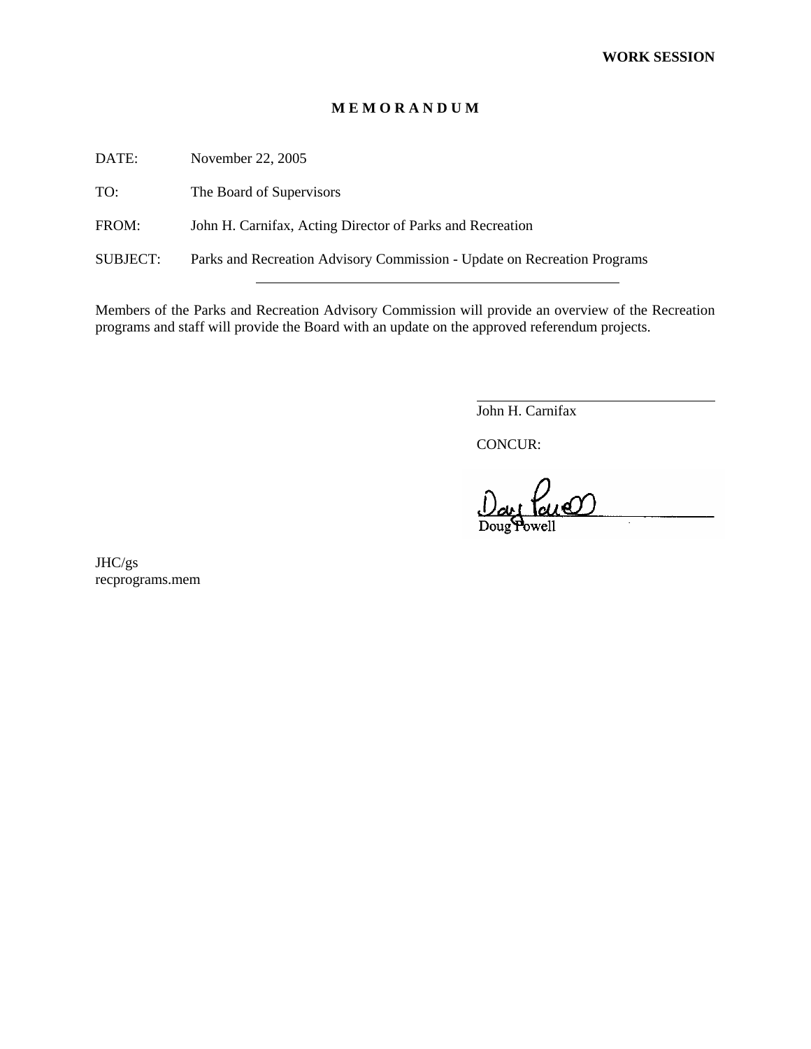**WORK SESSION**

# M E M O R A N D U M

DATE: November 22, 2005

TO: The Board of Supervisors

FROM: John H. Carnifax, Acting Director of Parks and Recreation

SUBJECT: Parks and Recreation Advisory Commission - Update on Recreation Programs

---

Members of the Parks and Recreation Advisory Commission will provide an overview of the Recreation programs and staff will provide the Board with an update on the approved referendum projects.

John H. Carnifax

CONCUR:

Doug Powell

JHC/gs
recprograms.mem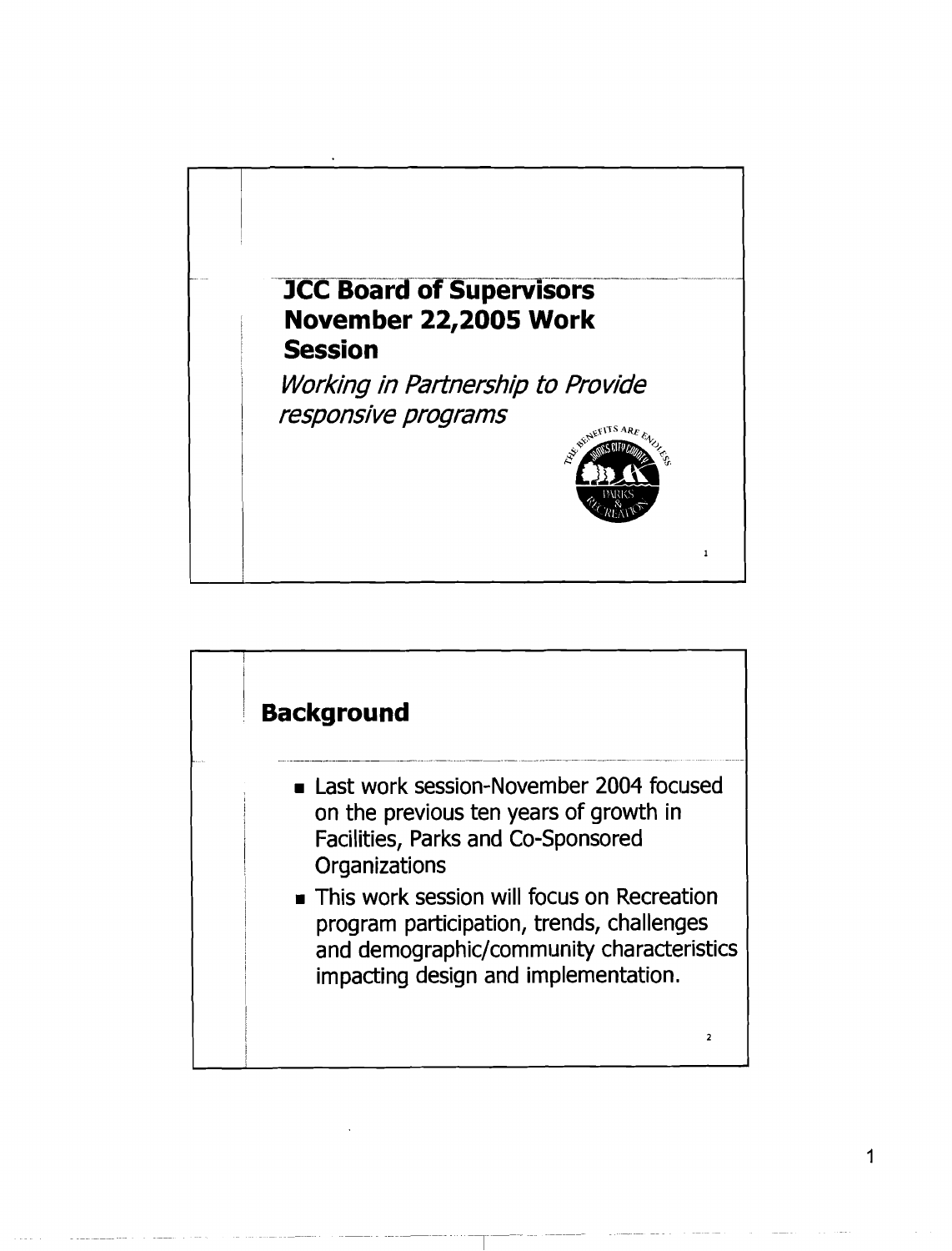# JCC Board of Supervisors November 22,2005 Work Session

*Working in Partnership to Provide responsive programs*

## Background

- Last work session-November 2004 focused on the previous ten years of growth in Facilities, Parks and Co-Sponsored Organizations
- This work session will focus on Recreation program participation, trends, challenges and demographic/community characteristics impacting design and implementation.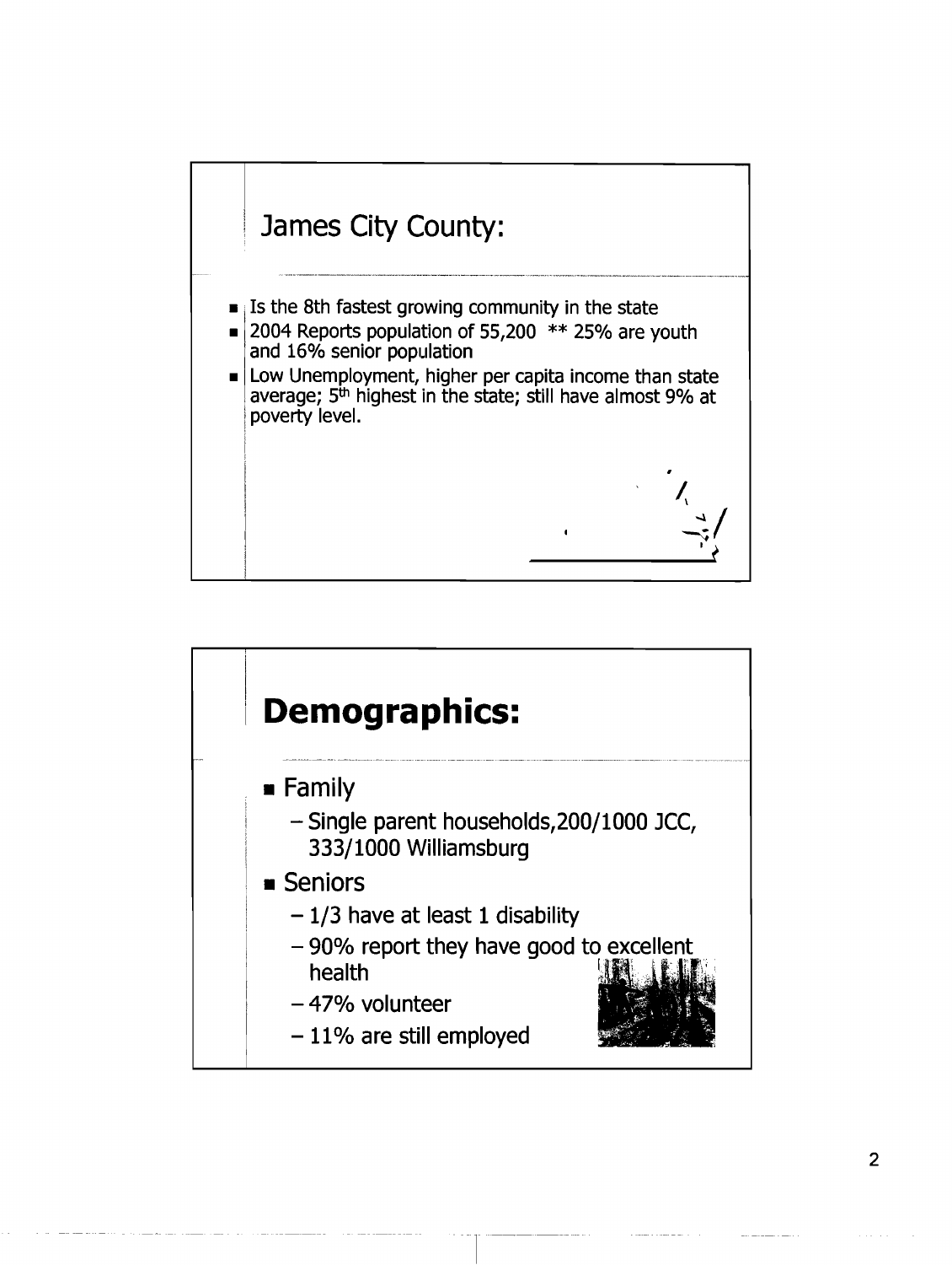## James City County:

- Is the 8th fastest growing community in the state
- 2004 Reports population of 55,200 ** 25% are youth and 16% senior population
- Low Unemployment, higher per capita income than state average; 5th highest in the state; still have almost 9% at poverty level.

## Demographics:

- Family
  - Single parent households,200/1000 JCC, 333/1000 Williamsburg
- Seniors
  - 1/3 have at least 1 disability
  - 90% report they have good to excellent health
  - 47% volunteer
  - 11% are still employed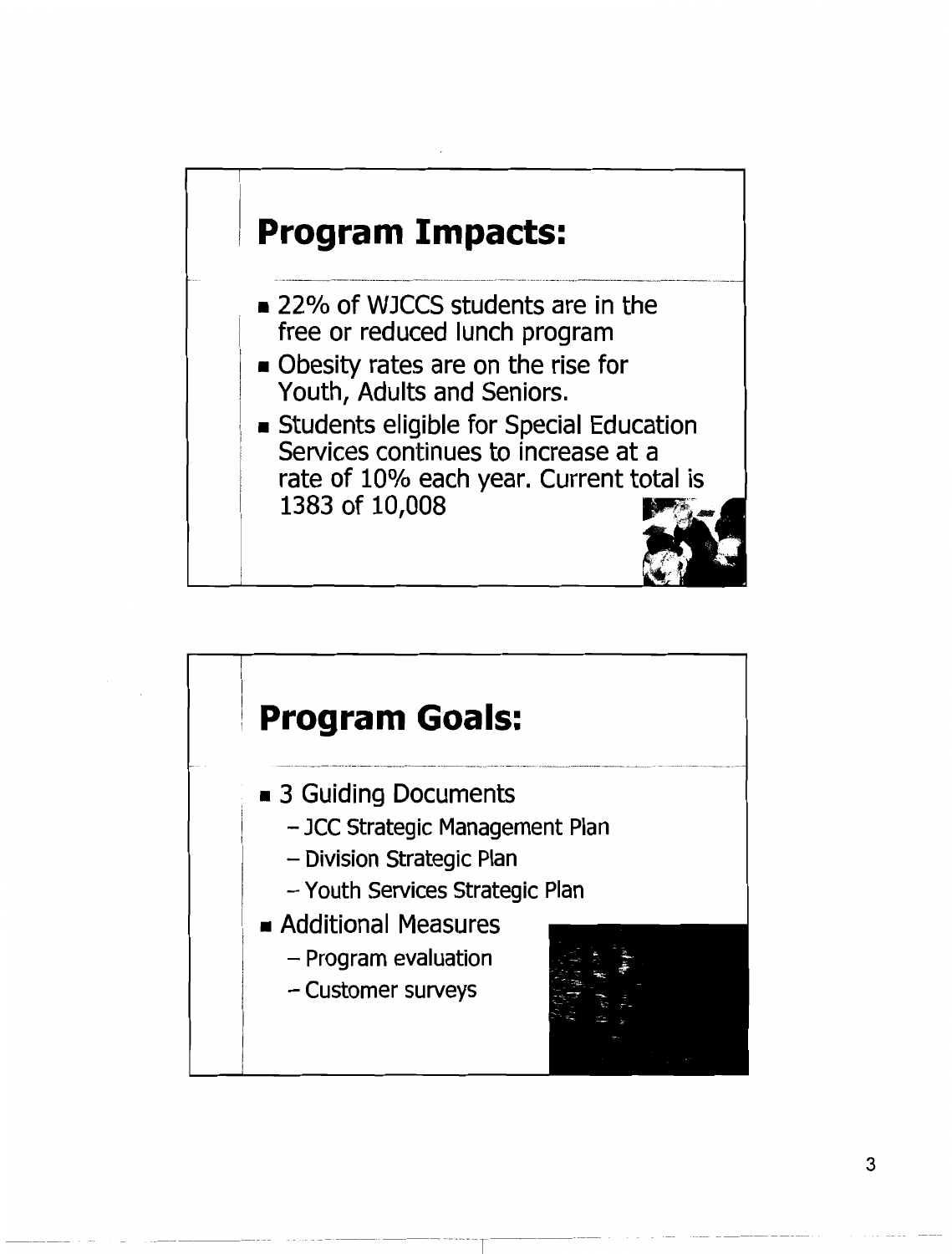## Program Impacts:

- 22% of WJCCS students are in the free or reduced lunch program
- Obesity rates are on the rise for Youth, Adults and Seniors.
- Students eligible for Special Education Services continues to increase at a rate of 10% each year. Current total is 1383 of 10,008

## Program Goals:

- 3 Guiding Documents
  - JCC Strategic Management Plan
  - Division Strategic Plan
  - Youth Services Strategic Plan
- Additional Measures
  - Program evaluation
  - Customer surveys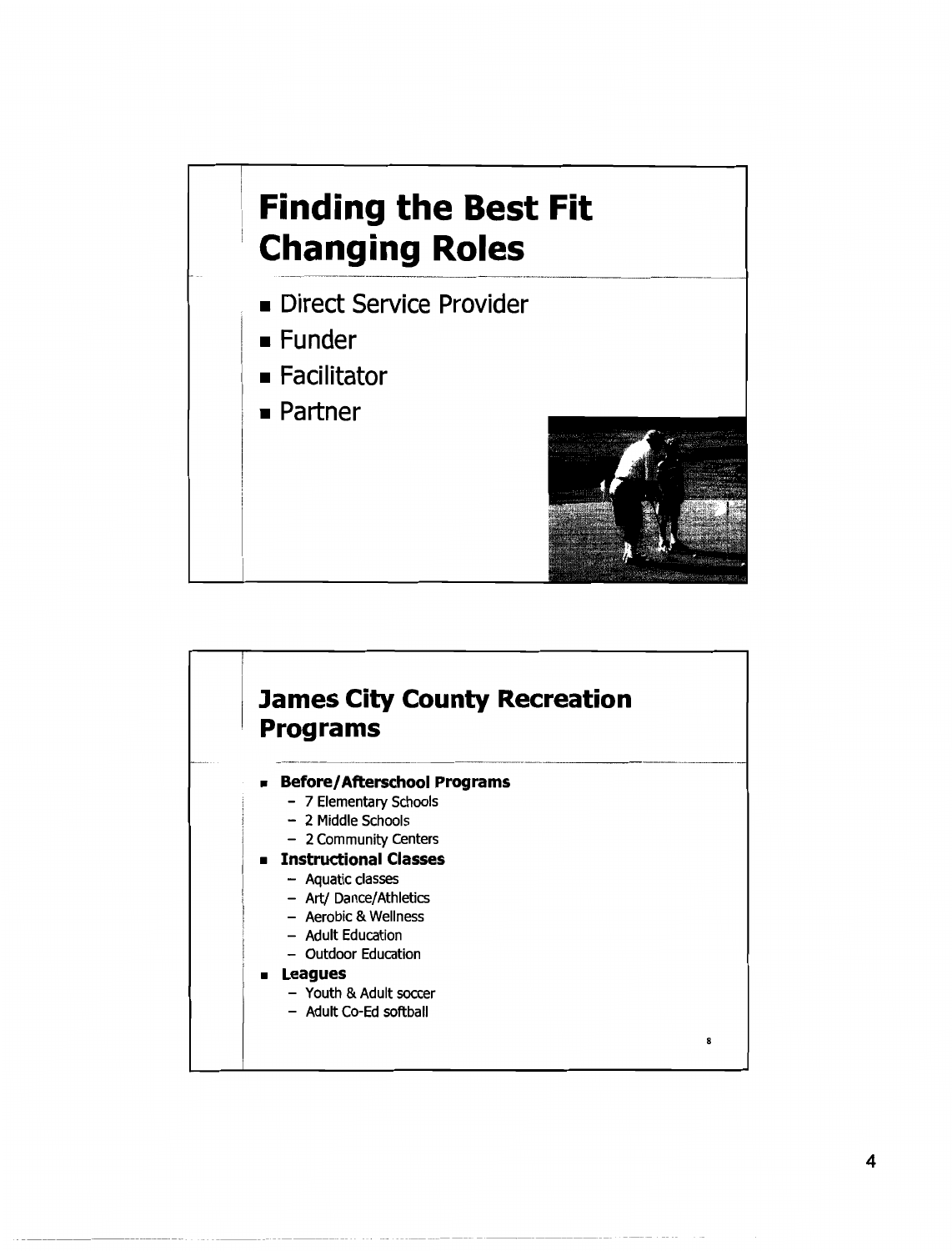## Finding the Best Fit Changing Roles

- Direct Service Provider
- Funder
- Facilitator
- Partner

## James City County Recreation Programs

- **Before/Afterschool Programs**
  - 7 Elementary Schools
  - 2 Middle Schools
  - 2 Community Centers
- **Instructional Classes**
  - Aquatic classes
  - Art/ Dance/Athletics
  - Aerobic & Wellness
  - Adult Education
  - Outdoor Education
- **Leagues**
  - Youth & Adult soccer
  - Adult Co-Ed softball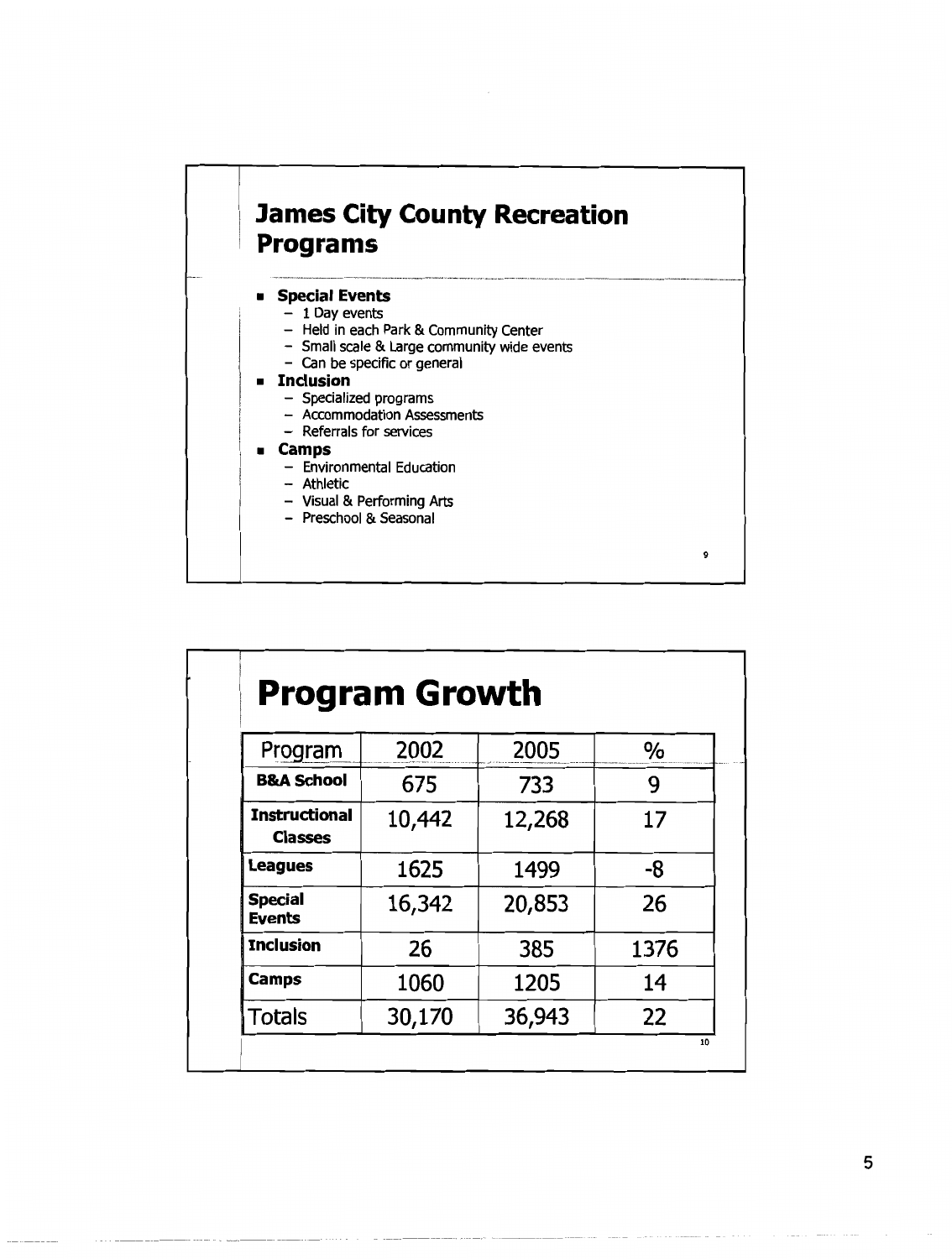## James City County Recreation Programs

- **Special Events**
  - 1 Day events
  - Held in each Park & Community Center
  - Small scale & Large community wide events
  - Can be specific or general
- **Inclusion**
  - Specialized programs
  - Accommodation Assessments
  - Referrals for services
- **Camps**
  - Environmental Education
  - Athletic
  - Visual & Performing Arts
  - Preschool & Seasonal

## Program Growth

| Program | 2002 | 2005 | % |
|---|---|---|---|
| **B&A School** | 675 | 733 | 9 |
| **Instructional Classes** | 10,442 | 12,268 | 17 |
| **Leagues** | 1625 | 1499 | -8 |
| **Special Events** | 16,342 | 20,853 | 26 |
| **Inclusion** | 26 | 385 | 1376 |
| **Camps** | 1060 | 1205 | 14 |
| Totals | 30,170 | 36,943 | 22 |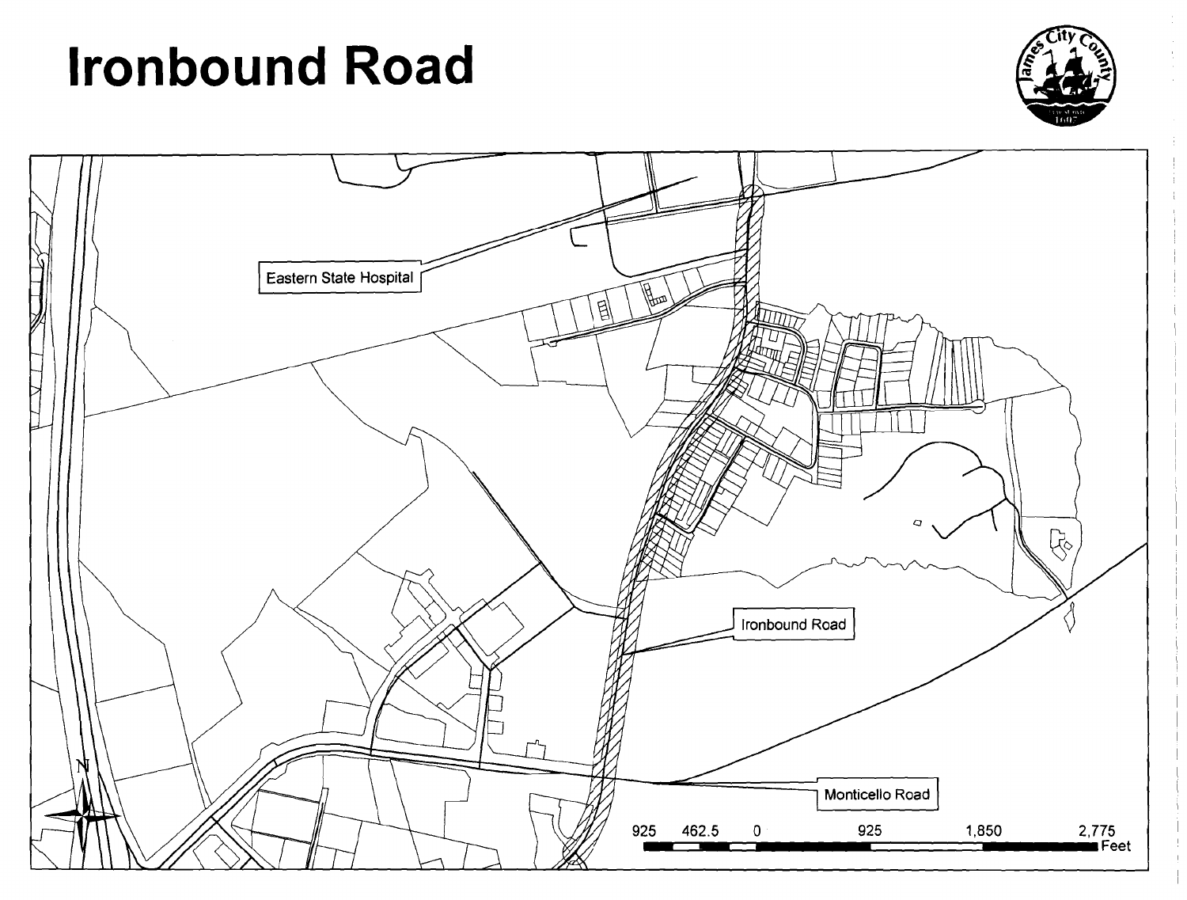# Ironbound Road

Eastern State Hospital

Ironbound Road

Monticello Road

925 462.5 0 925 1,850 2,775 Feet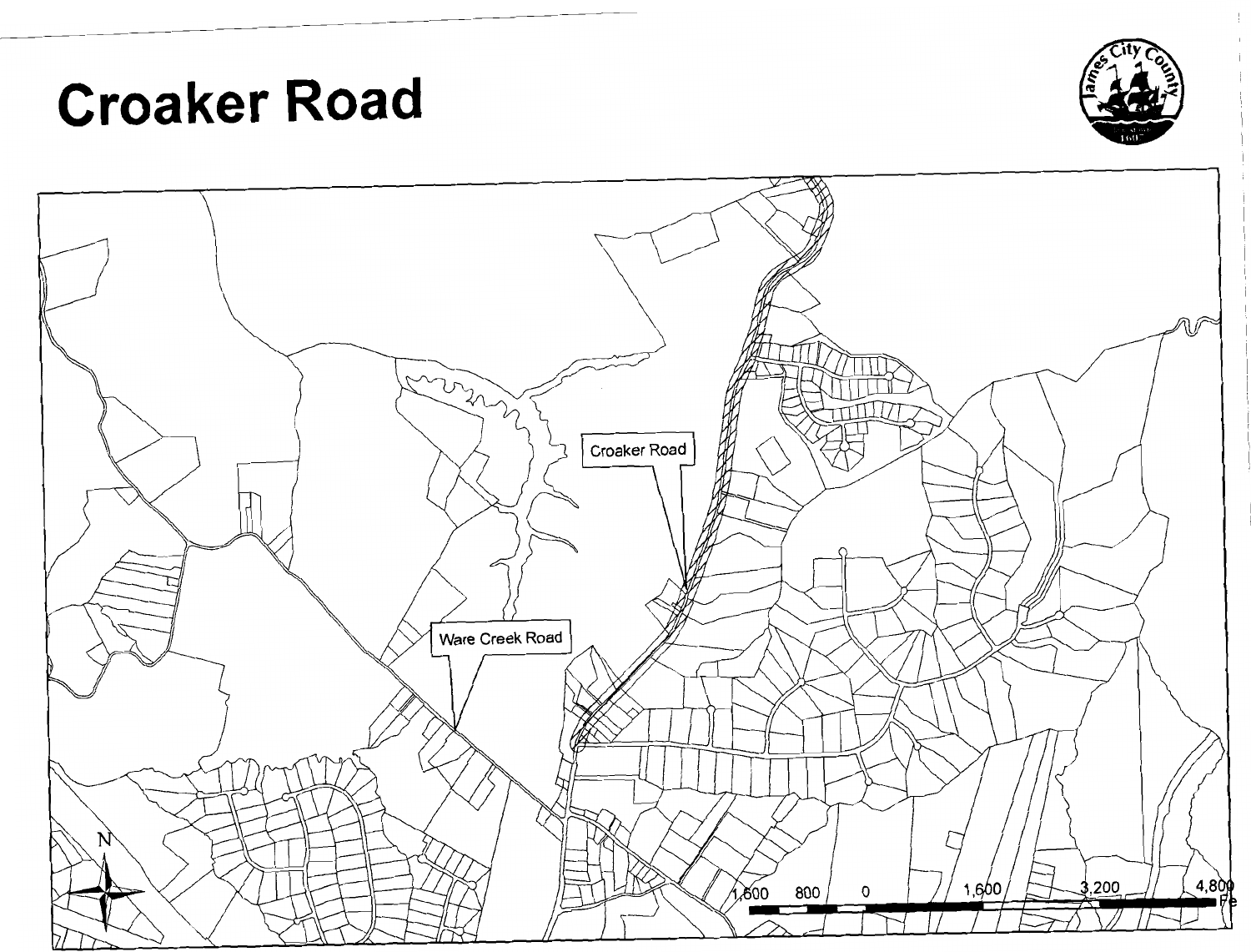# Croaker Road

Croaker Road

Ware Creek Road

1,600 800 0 1,600 3,200 4,800 Fe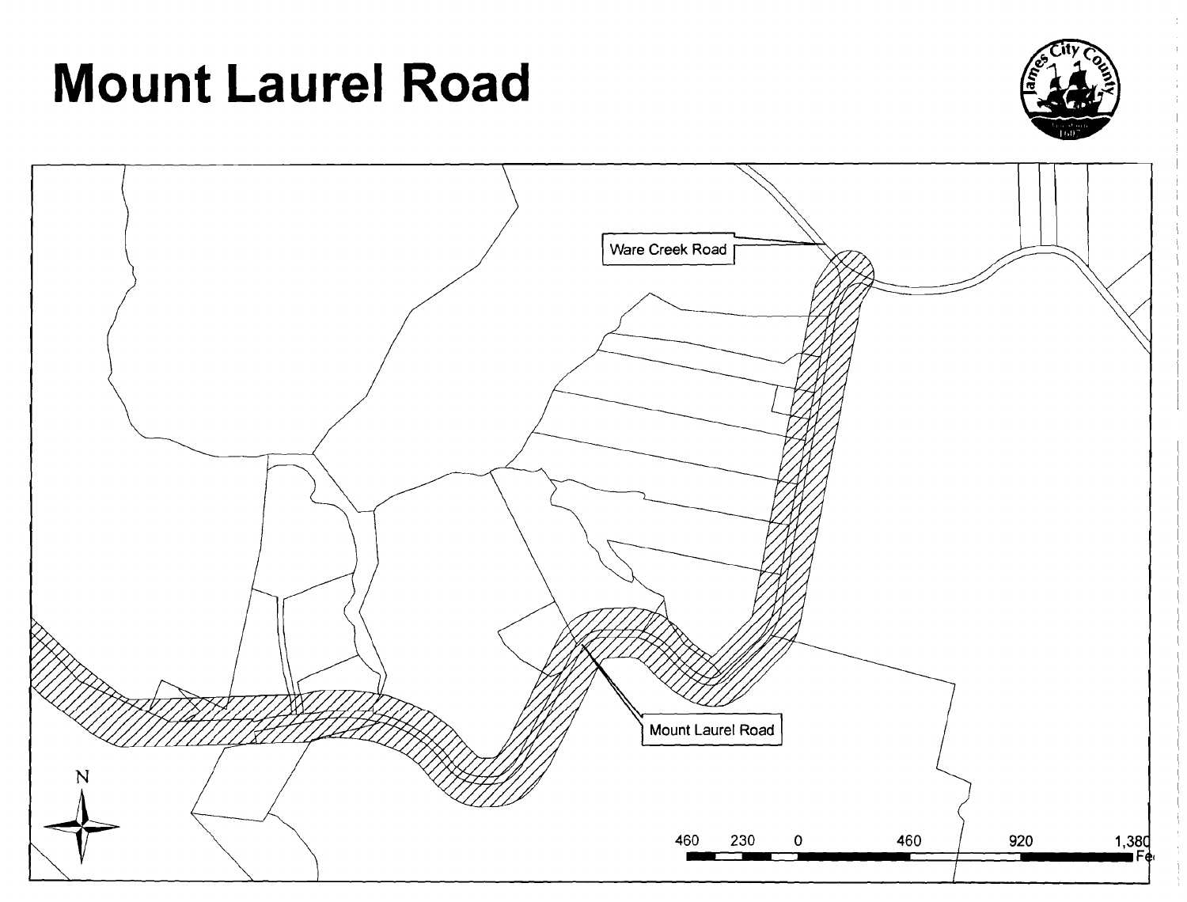# Mount Laurel Road

Ware Creek Road

Mount Laurel Road

N

460 230 0 460 920 1,380 Feet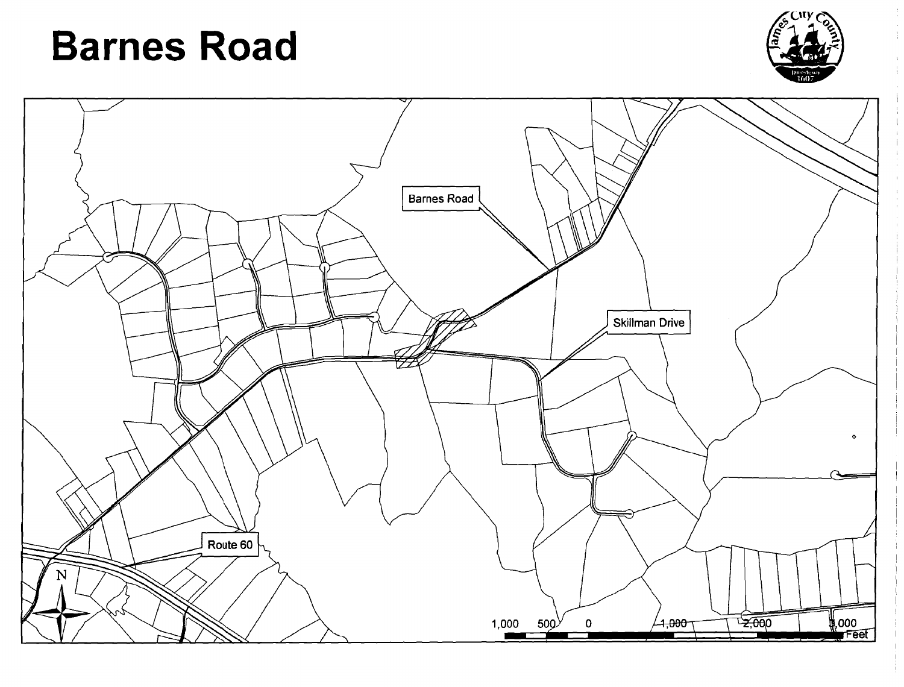# Barnes Road

Barnes Road

Skillman Drive

Route 60

N

1,000 500 0 1,000 2,000 3,000 Feet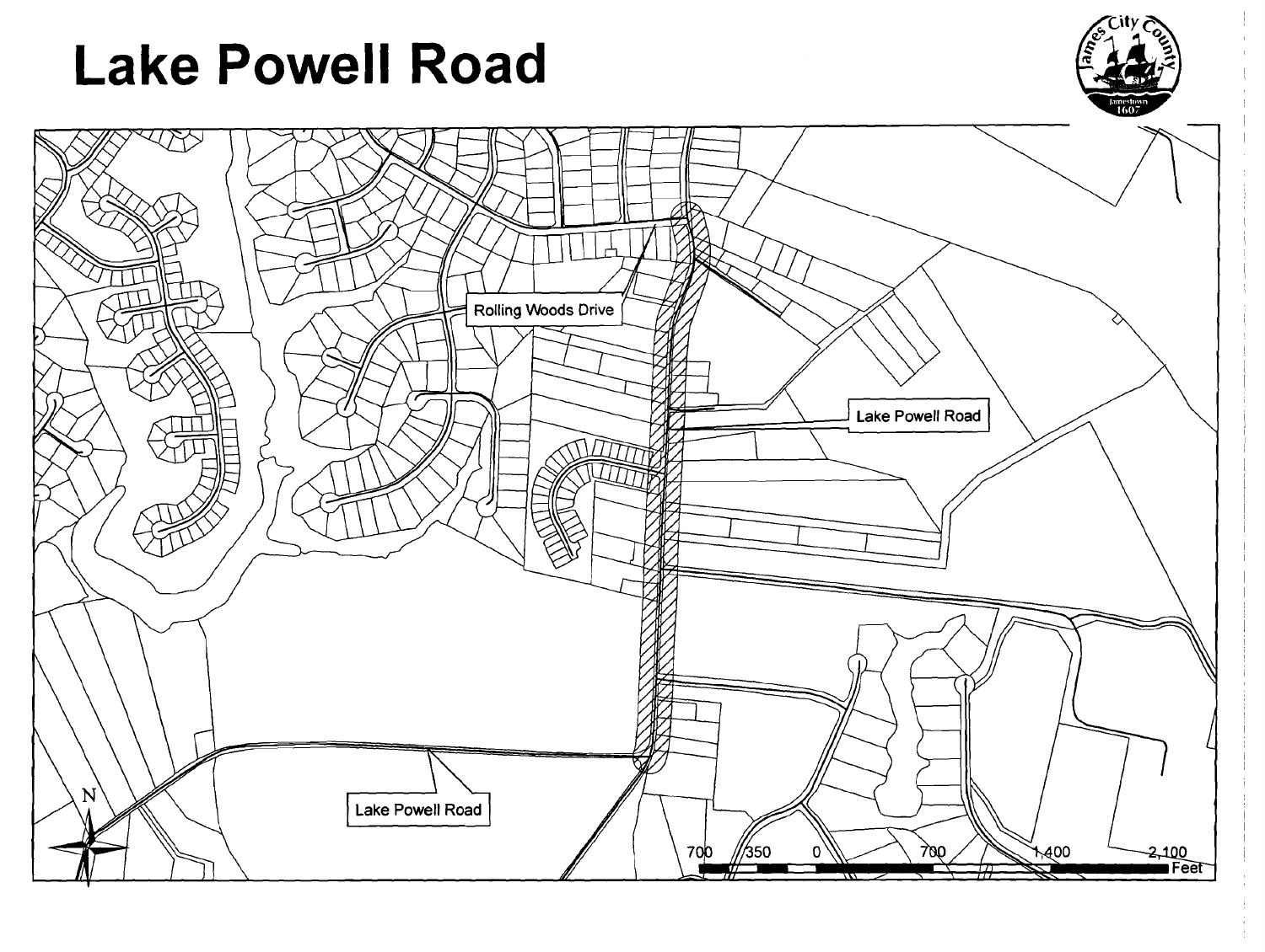# Lake Powell Road

Rolling Woods Drive

Lake Powell Road

Lake Powell Road

N

700 350 0 700 1,400 2,100 Feet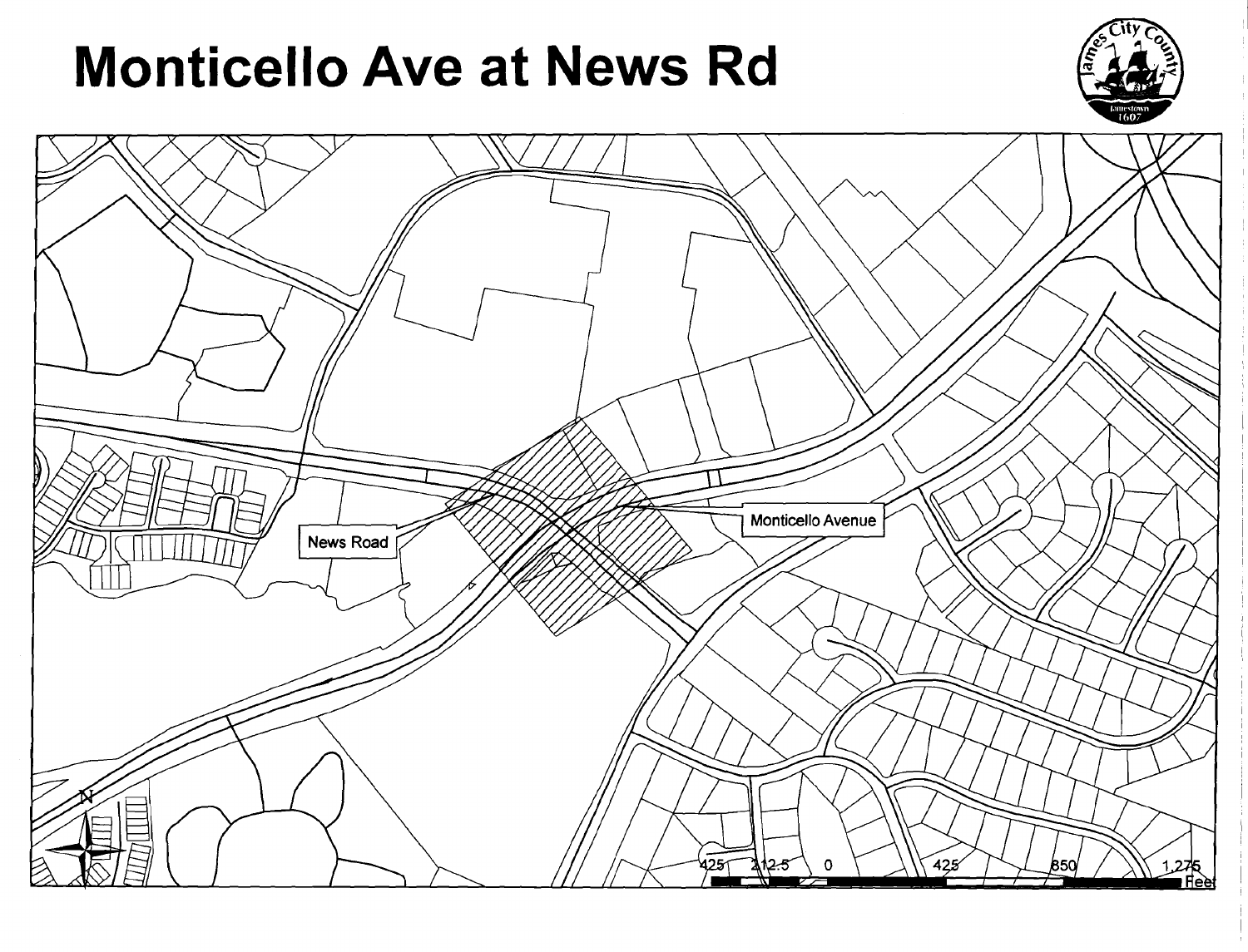# Monticello Ave at News Rd

News Road

Monticello Avenue

425 212.5 0 425 850 1,275 Feet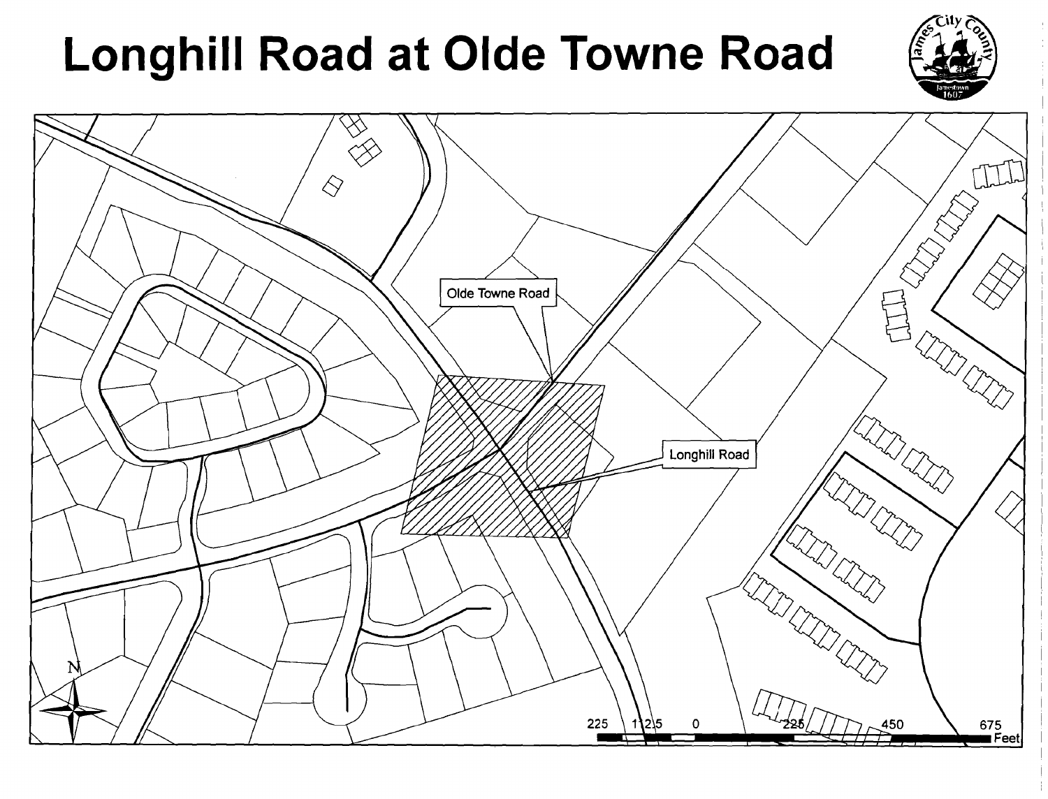# Longhill Road at Olde Towne Road

Olde Towne Road

Longhill Road

225 112.5 0 225 450 675 Feet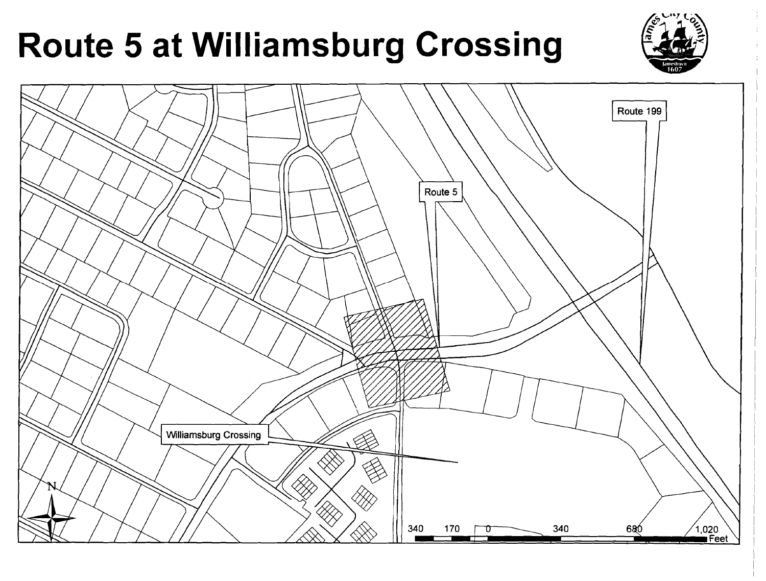# Route 5 at Williamsburg Crossing

Route 199

Route 5

Williamsburg Crossing

N

340 170 0 340 680 1,020 Feet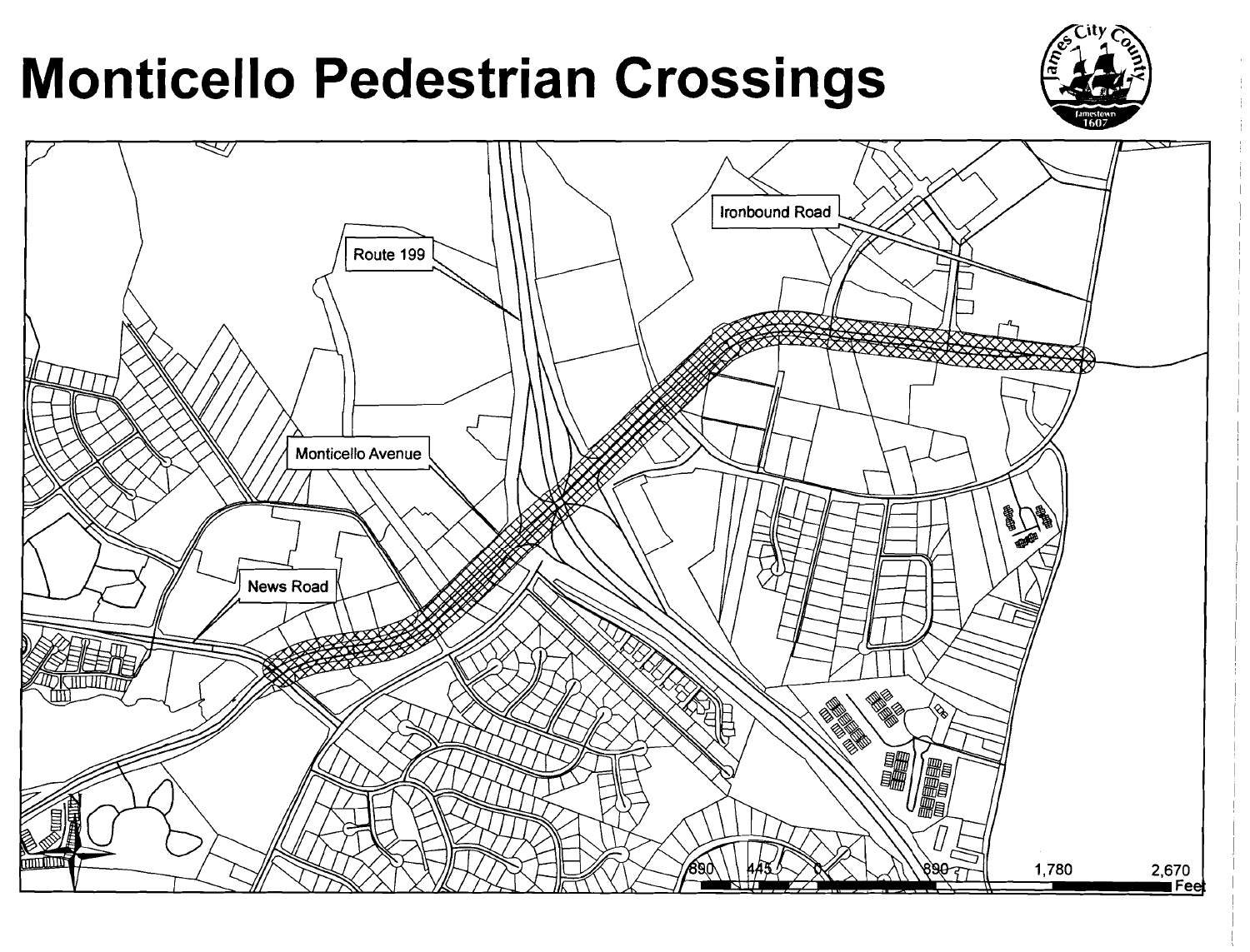# Monticello Pedestrian Crossings

Ironbound Road

Route 199

Monticello Avenue

News Road

890 445 0 890 1,780 2,670 Feet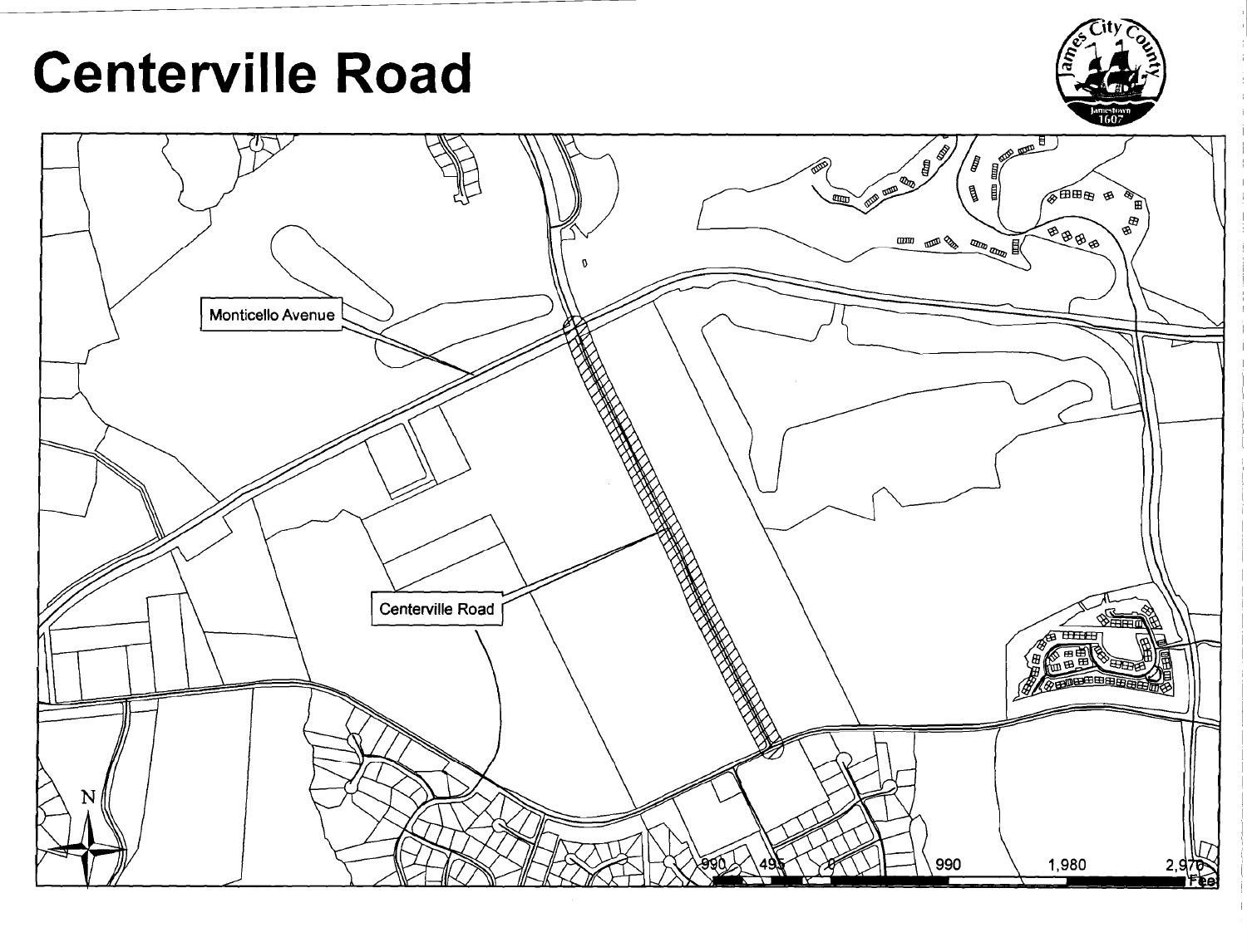# Centerville Road

Monticello Avenue

Centerville Road

N

990 495 0 990 1,980 2,970 Feet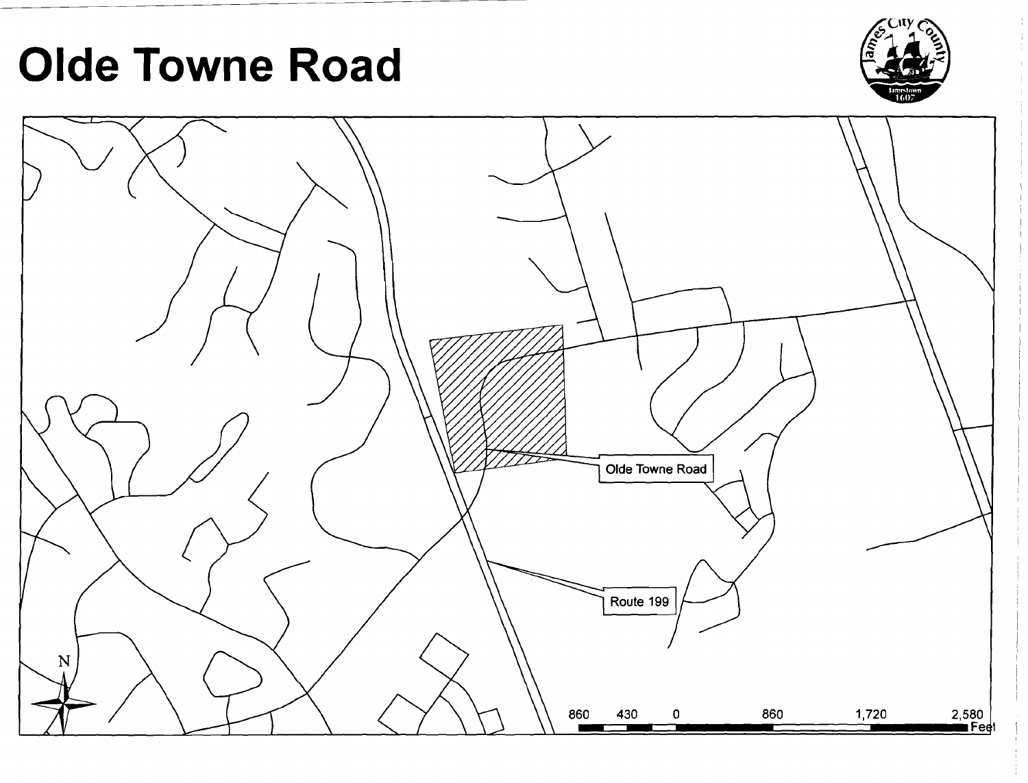# Olde Towne Road

Olde Towne Road

Route 199

860 430 0 860 1,720 2,580 Feet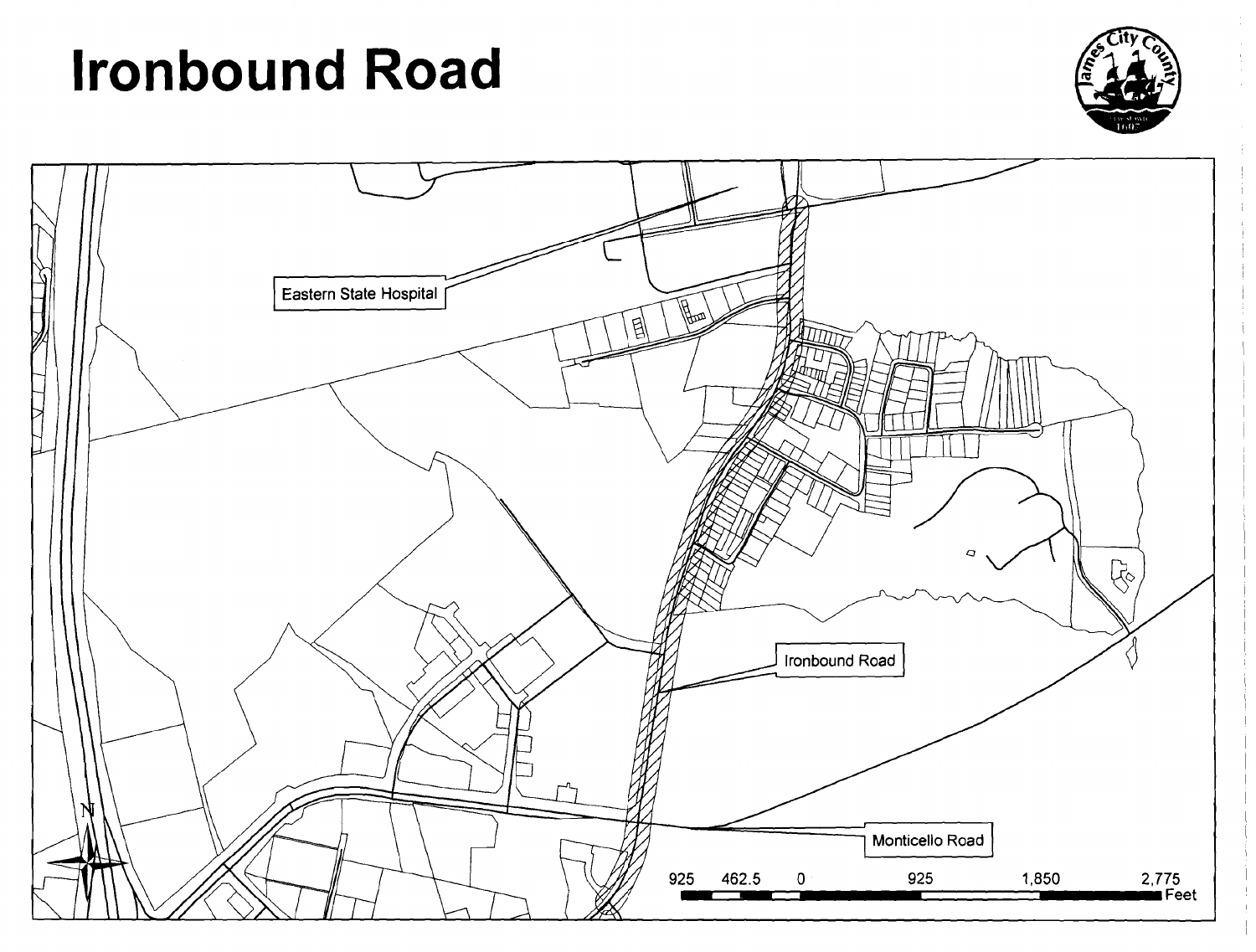# Ironbound Road

Eastern State Hospital

Ironbound Road

Monticello Road

925 462.5 0 925 1,850 2,775 Feet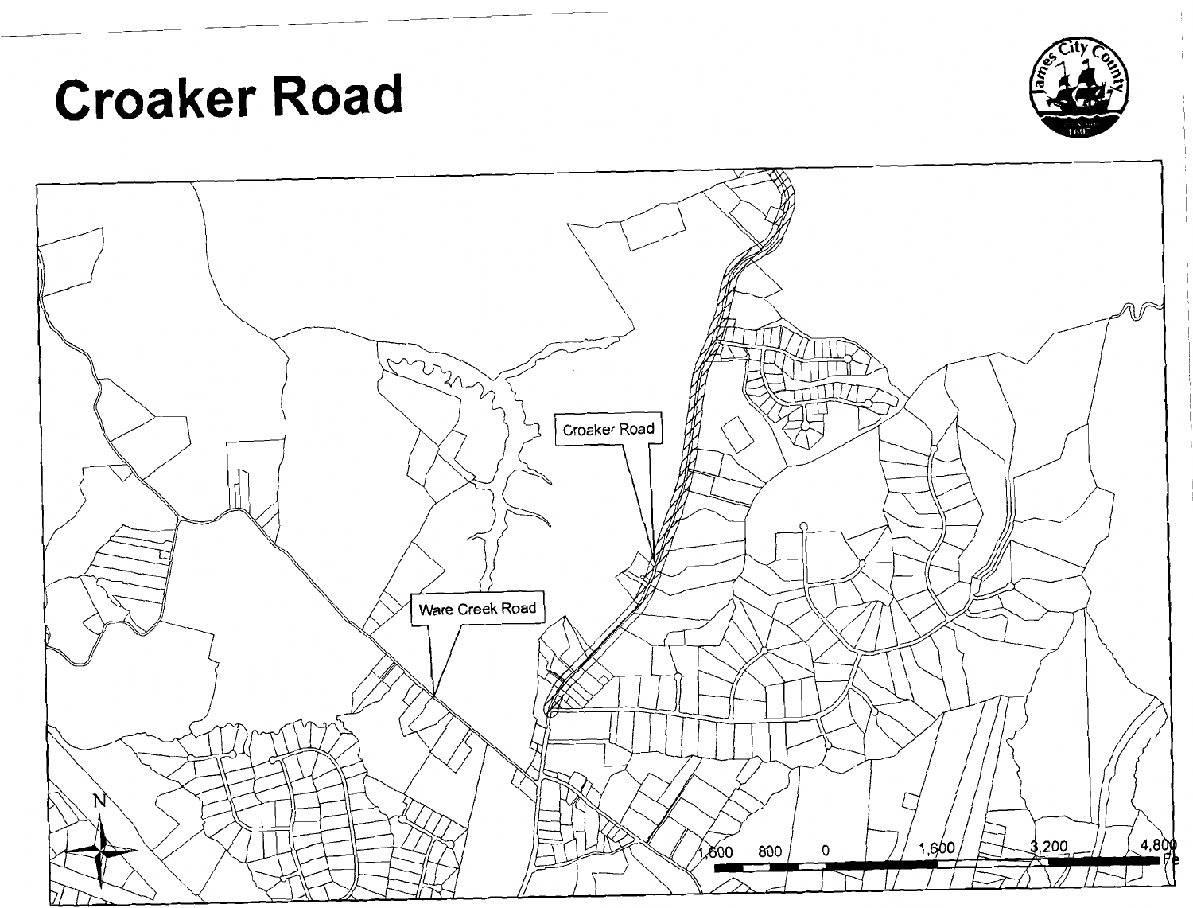# Croaker Road

Croaker Road

Ware Creek Road

1,600 800 0 1,600 3,200 4,800 Fe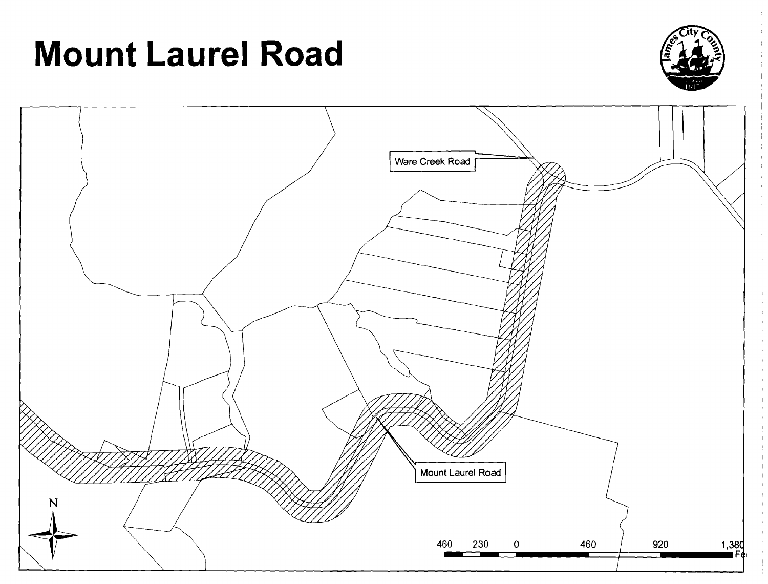# Mount Laurel Road

Ware Creek Road

Mount Laurel Road

N

460 230 0 460 920 1,380 Feet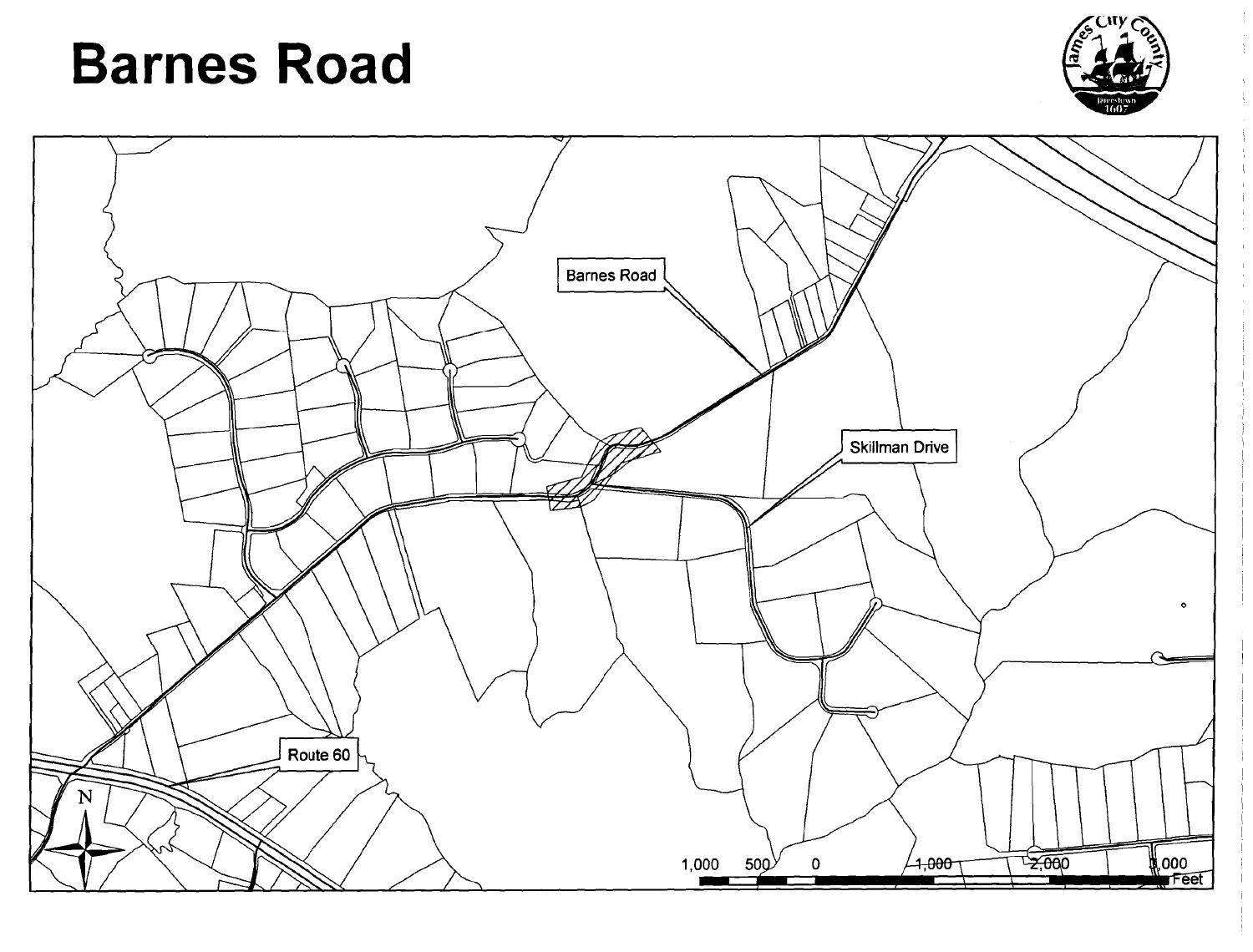# Barnes Road

Barnes Road

Skillman Drive

Route 60

N

1,000 500 0 1,000 2,000 3,000 Feet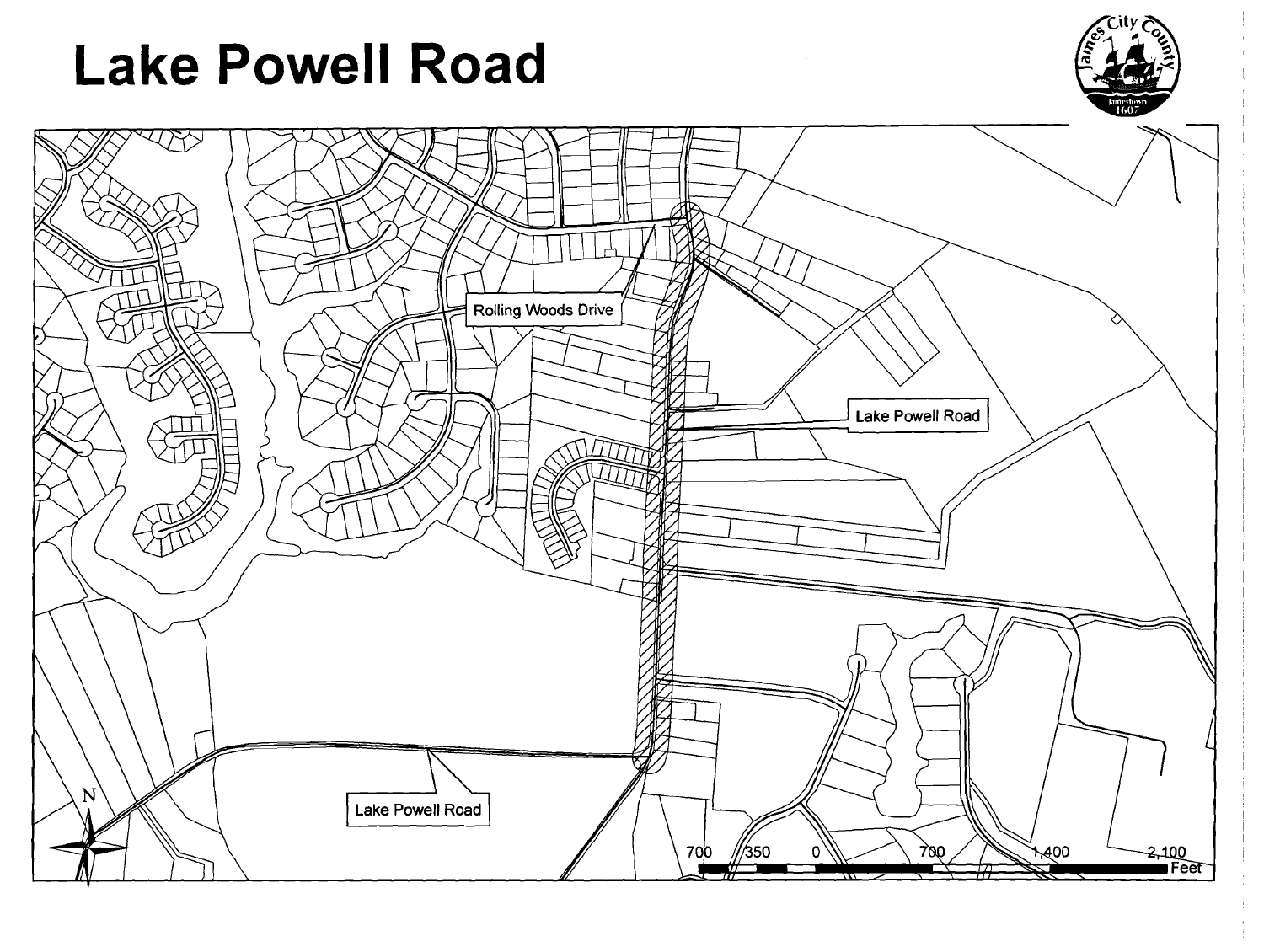# Lake Powell Road

Rolling Woods Drive

Lake Powell Road

Lake Powell Road

700 350 0 700 1,400 2,100 Feet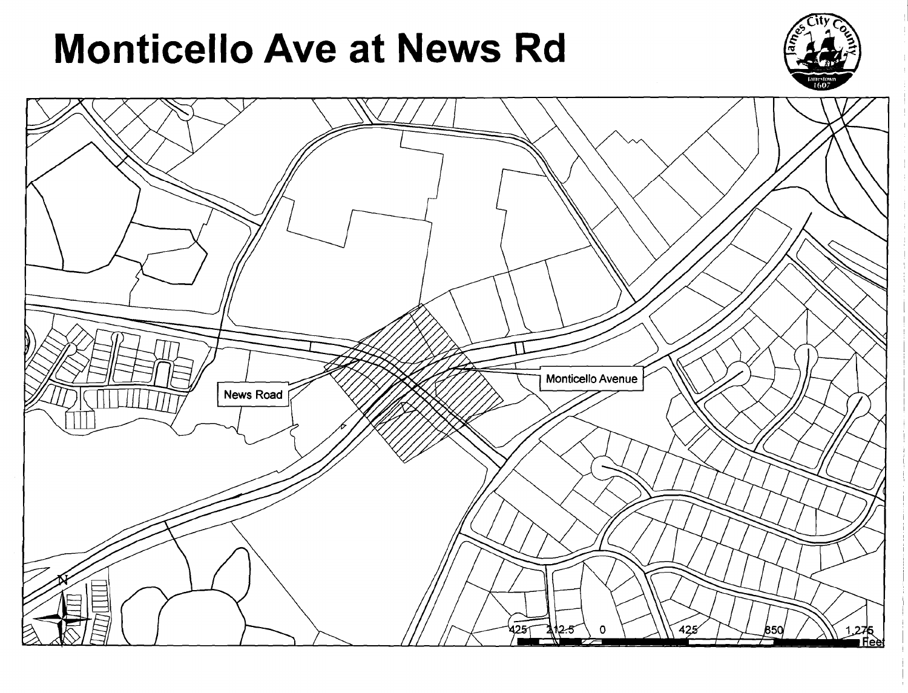# Monticello Ave at News Rd

News Road

Monticello Avenue

N

425 212.5 0 425 850 1,275 Feet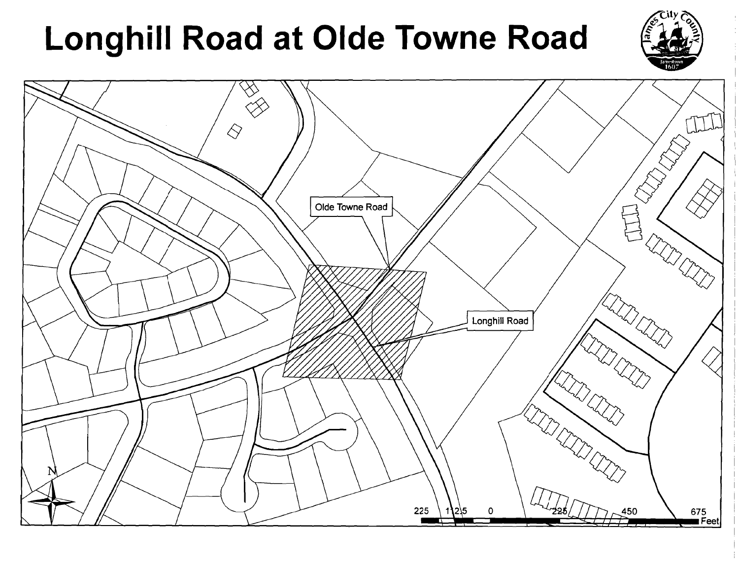# Longhill Road at Olde Towne Road

Olde Towne Road

Longhill Road

225 112.5 0 225 450 675 Feet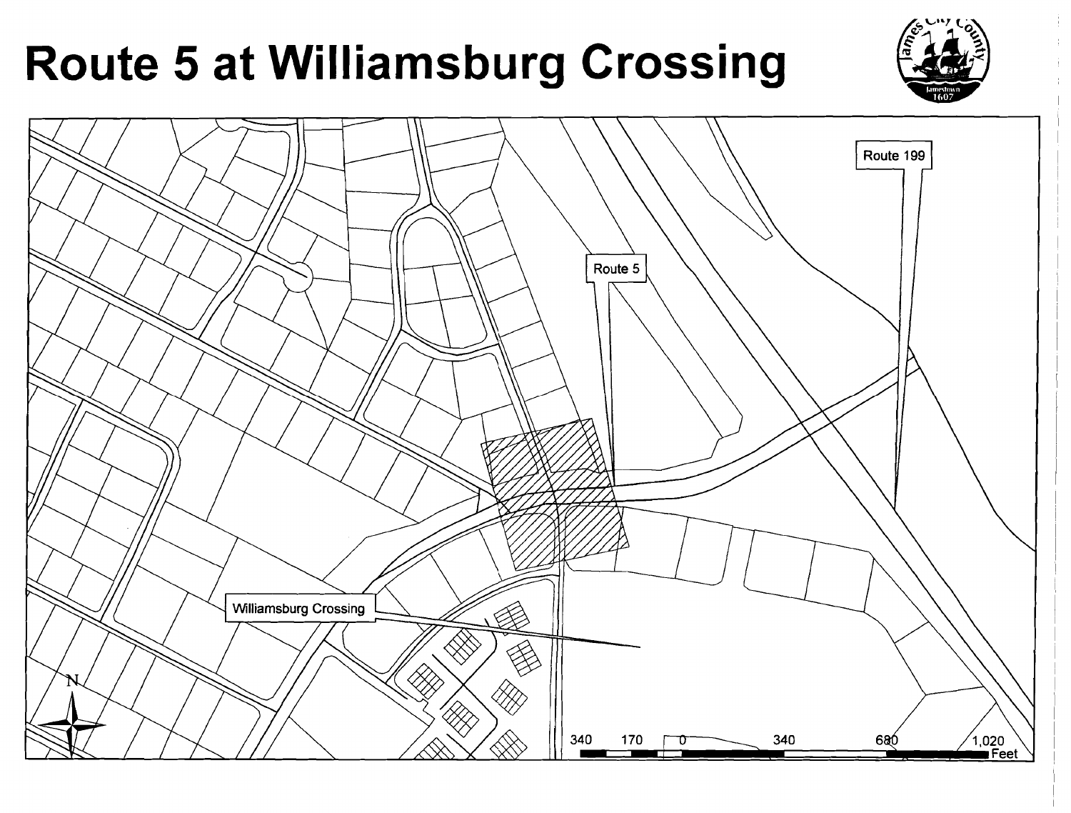# Route 5 at Williamsburg Crossing

Route 199

Route 5

Williamsburg Crossing

340 170 0 340 680 1,020 Feet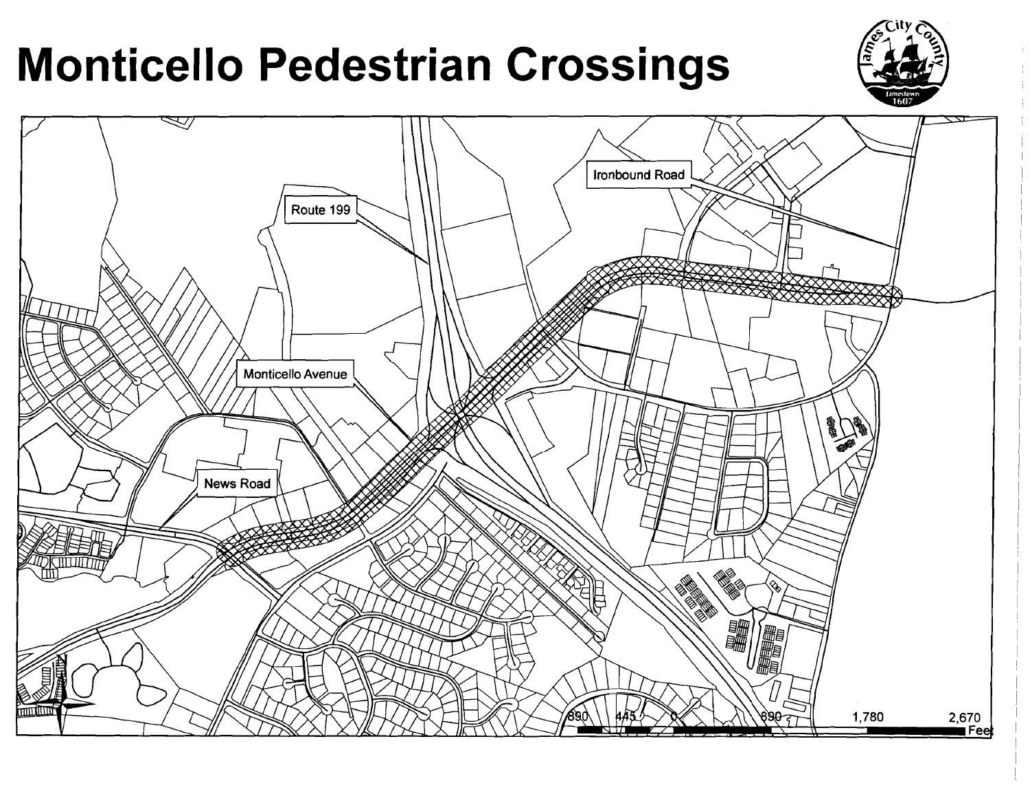# Monticello Pedestrian Crossings

Ironbound Road

Route 199

Monticello Avenue

News Road

890 445 0 890 1,780 2,670 Feet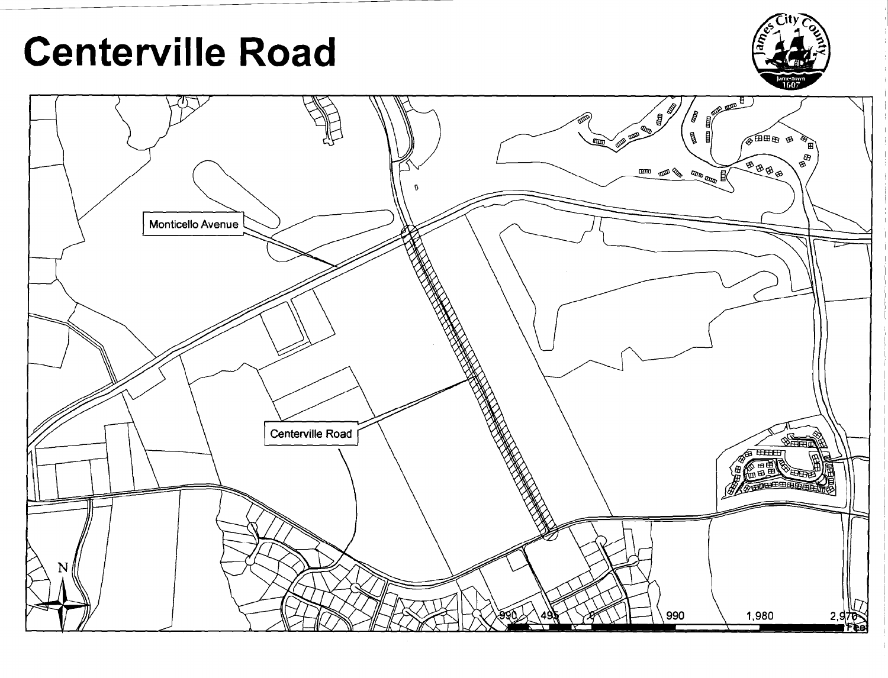# Centerville Road

Monticello Avenue

Centerville Road

990 495 0 990 1,980 2,970 Feet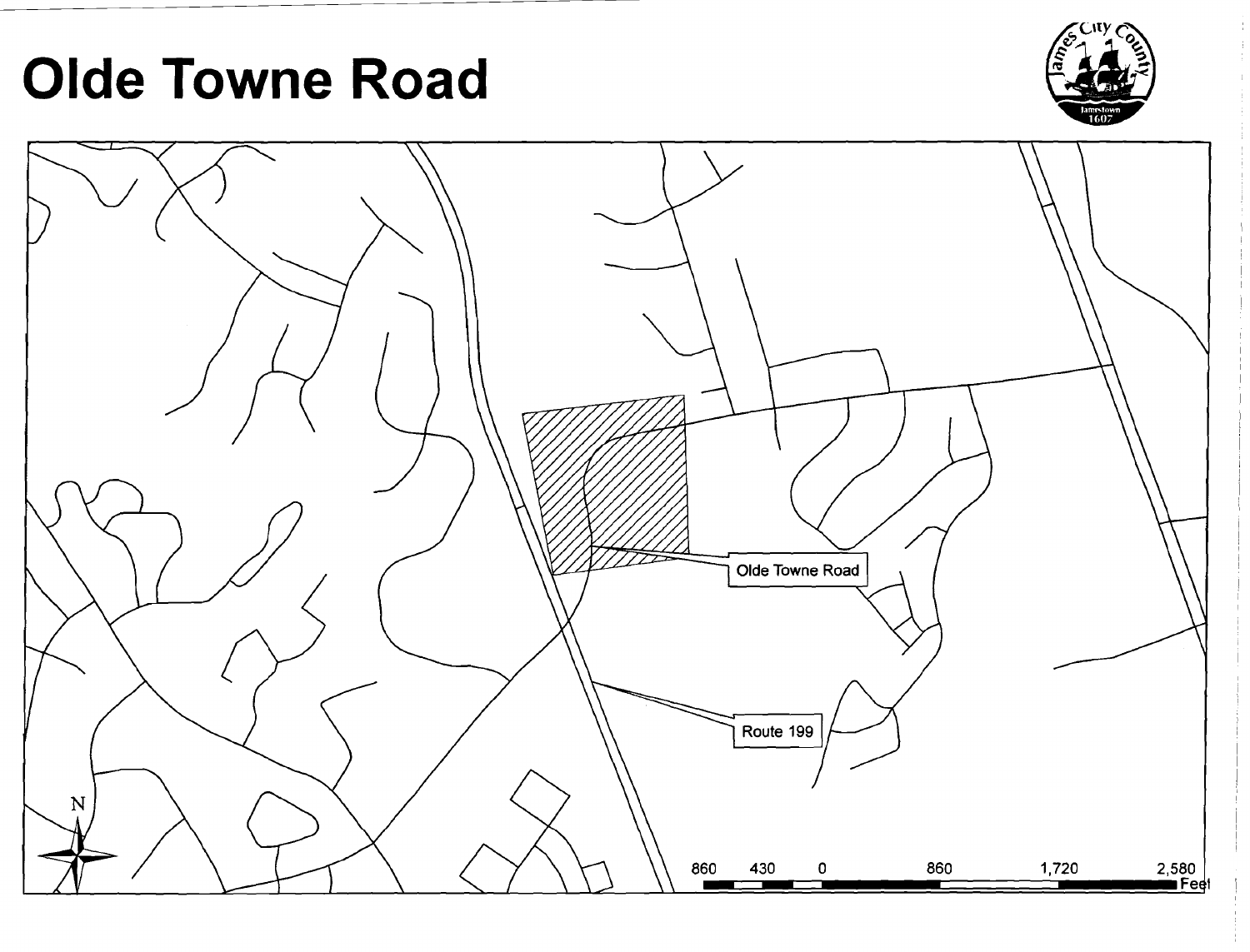# Olde Towne Road

Olde Towne Road

Route 199

860 430 0 860 1,720 2,580 Feet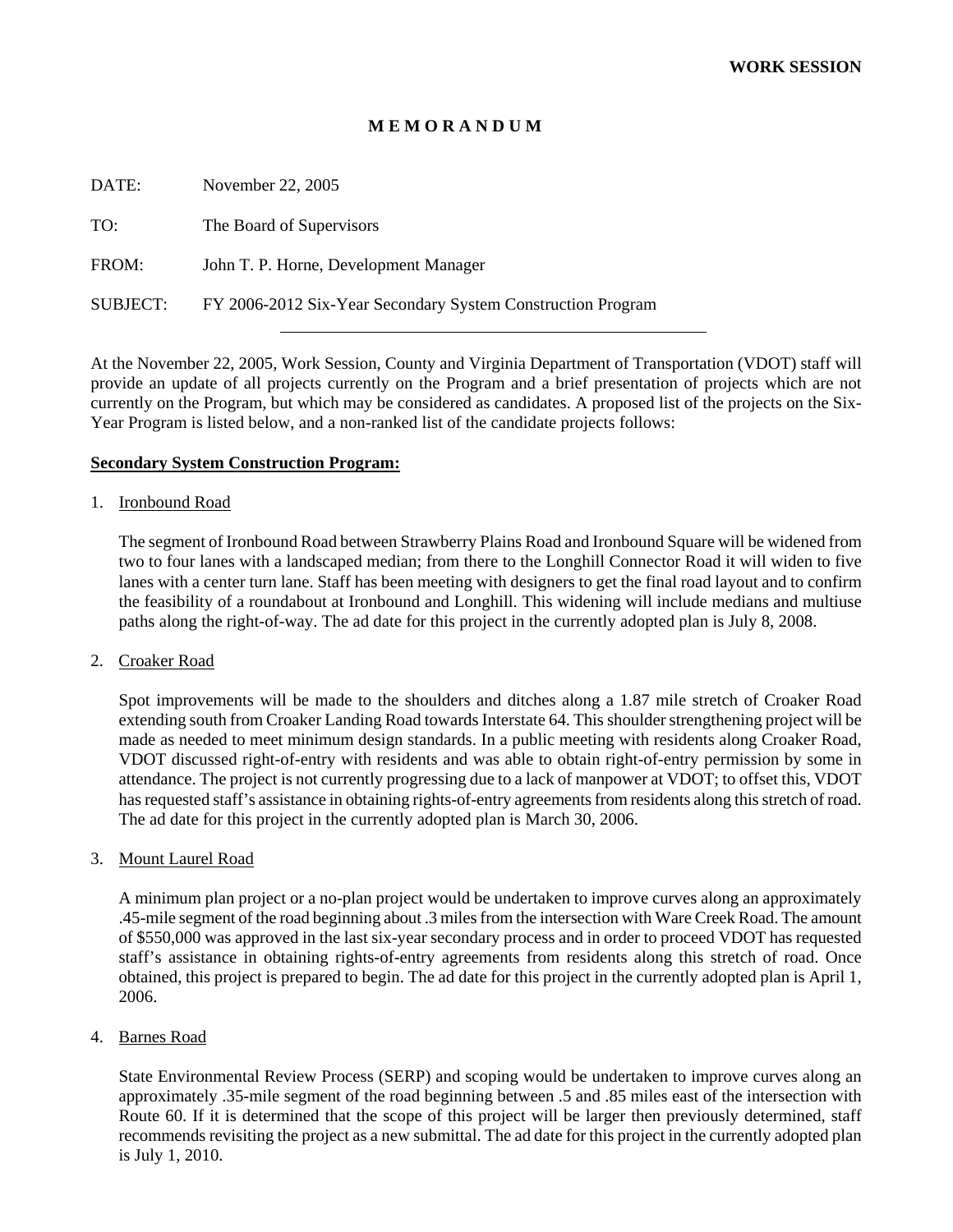**WORK SESSION**

# M E M O R A N D U M

DATE: November 22, 2005

TO: The Board of Supervisors

FROM: John T. P. Horne, Development Manager

SUBJECT: FY 2006-2012 Six-Year Secondary System Construction Program

---

At the November 22, 2005, Work Session, County and Virginia Department of Transportation (VDOT) staff will provide an update of all projects currently on the Program and a brief presentation of projects which are not currently on the Program, but which may be considered as candidates. A proposed list of the projects on the Six-Year Program is listed below, and a non-ranked list of the candidate projects follows:

**Secondary System Construction Program:**

1. Ironbound Road

   The segment of Ironbound Road between Strawberry Plains Road and Ironbound Square will be widened from two to four lanes with a landscaped median; from there to the Longhill Connector Road it will widen to five lanes with a center turn lane. Staff has been meeting with designers to get the final road layout and to confirm the feasibility of a roundabout at Ironbound and Longhill. This widening will include medians and multiuse paths along the right-of-way. The ad date for this project in the currently adopted plan is July 8, 2008.

2. Croaker Road

   Spot improvements will be made to the shoulders and ditches along a 1.87 mile stretch of Croaker Road extending south from Croaker Landing Road towards Interstate 64. This shoulder strengthening project will be made as needed to meet minimum design standards. In a public meeting with residents along Croaker Road, VDOT discussed right-of-entry with residents and was able to obtain right-of-entry permission by some in attendance. The project is not currently progressing due to a lack of manpower at VDOT; to offset this, VDOT has requested staff's assistance in obtaining rights-of-entry agreements from residents along this stretch of road. The ad date for this project in the currently adopted plan is March 30, 2006.

3. Mount Laurel Road

   A minimum plan project or a no-plan project would be undertaken to improve curves along an approximately .45-mile segment of the road beginning about .3 miles from the intersection with Ware Creek Road. The amount of $550,000 was approved in the last six-year secondary process and in order to proceed VDOT has requested staff's assistance in obtaining rights-of-entry agreements from residents along this stretch of road. Once obtained, this project is prepared to begin. The ad date for this project in the currently adopted plan is April 1, 2006.

4. Barnes Road

   State Environmental Review Process (SERP) and scoping would be undertaken to improve curves along an approximately .35-mile segment of the road beginning between .5 and .85 miles east of the intersection with Route 60. If it is determined that the scope of this project will be larger then previously determined, staff recommends revisiting the project as a new submittal. The ad date for this project in the currently adopted plan is July 1, 2010.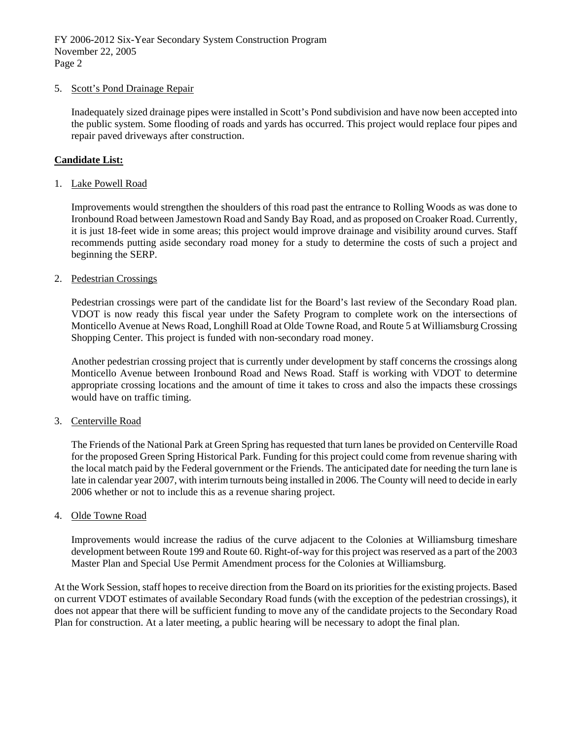5. Scott's Pond Drainage Repair

   Inadequately sized drainage pipes were installed in Scott's Pond subdivision and have now been accepted into the public system. Some flooding of roads and yards has occurred. This project would replace four pipes and repair paved driveways after construction.

**Candidate List:**

1. Lake Powell Road

   Improvements would strengthen the shoulders of this road past the entrance to Rolling Woods as was done to Ironbound Road between Jamestown Road and Sandy Bay Road, and as proposed on Croaker Road. Currently, it is just 18-feet wide in some areas; this project would improve drainage and visibility around curves. Staff recommends putting aside secondary road money for a study to determine the costs of such a project and beginning the SERP.

2. Pedestrian Crossings

   Pedestrian crossings were part of the candidate list for the Board's last review of the Secondary Road plan. VDOT is now ready this fiscal year under the Safety Program to complete work on the intersections of Monticello Avenue at News Road, Longhill Road at Olde Towne Road, and Route 5 at Williamsburg Crossing Shopping Center. This project is funded with non-secondary road money.

   Another pedestrian crossing project that is currently under development by staff concerns the crossings along Monticello Avenue between Ironbound Road and News Road. Staff is working with VDOT to determine appropriate crossing locations and the amount of time it takes to cross and also the impacts these crossings would have on traffic timing.

3. Centerville Road

   The Friends of the National Park at Green Spring has requested that turn lanes be provided on Centerville Road for the proposed Green Spring Historical Park. Funding for this project could come from revenue sharing with the local match paid by the Federal government or the Friends. The anticipated date for needing the turn lane is late in calendar year 2007, with interim turnouts being installed in 2006. The County will need to decide in early 2006 whether or not to include this as a revenue sharing project.

4. Olde Towne Road

   Improvements would increase the radius of the curve adjacent to the Colonies at Williamsburg timeshare development between Route 199 and Route 60. Right-of-way for this project was reserved as a part of the 2003 Master Plan and Special Use Permit Amendment process for the Colonies at Williamsburg.

At the Work Session, staff hopes to receive direction from the Board on its priorities for the existing projects. Based on current VDOT estimates of available Secondary Road funds (with the exception of the pedestrian crossings), it does not appear that there will be sufficient funding to move any of the candidate projects to the Secondary Road Plan for construction. At a later meeting, a public hearing will be necessary to adopt the final plan.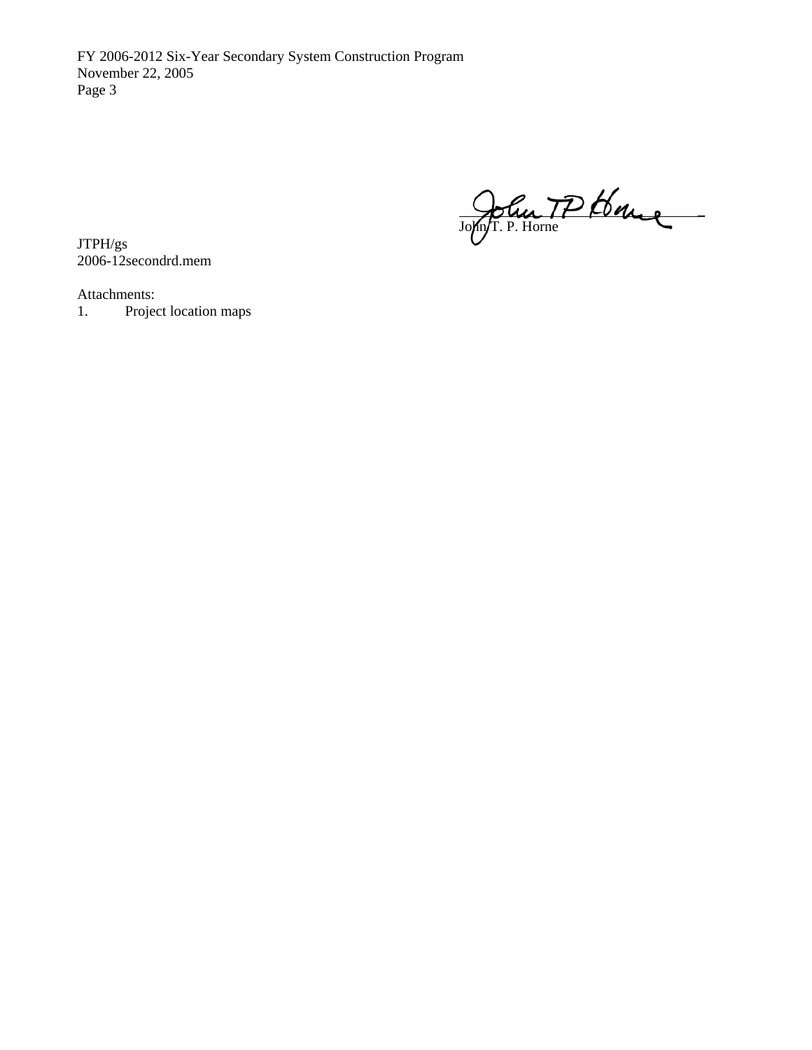John T. P. Horne

JTPH/gs
2006-12secondrd.mem

Attachments:
1. Project location maps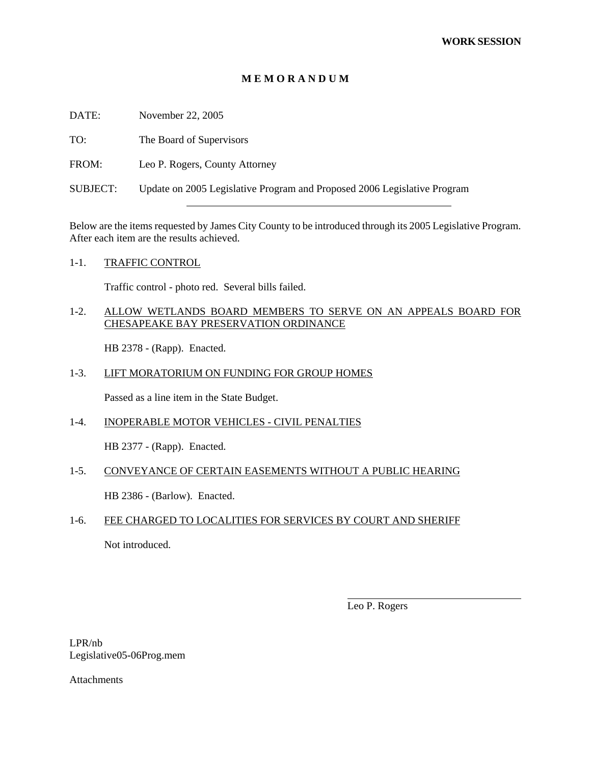**WORK SESSION**

# M E M O R A N D U M

DATE: November 22, 2005

TO: The Board of Supervisors

FROM: Leo P. Rogers, County Attorney

SUBJECT: Update on 2005 Legislative Program and Proposed 2006 Legislative Program

---

Below are the items requested by James City County to be introduced through its 2005 Legislative Program. After each item are the results achieved.

1-1. TRAFFIC CONTROL

Traffic control - photo red. Several bills failed.

1-2. ALLOW WETLANDS BOARD MEMBERS TO SERVE ON AN APPEALS BOARD FOR CHESAPEAKE BAY PRESERVATION ORDINANCE

HB 2378 - (Rapp). Enacted.

1-3. LIFT MORATORIUM ON FUNDING FOR GROUP HOMES

Passed as a line item in the State Budget.

1-4. INOPERABLE MOTOR VEHICLES - CIVIL PENALTIES

HB 2377 - (Rapp). Enacted.

1-5. CONVEYANCE OF CERTAIN EASEMENTS WITHOUT A PUBLIC HEARING

HB 2386 - (Barlow). Enacted.

1-6. FEE CHARGED TO LOCALITIES FOR SERVICES BY COURT AND SHERIFF

Not introduced.

Leo P. Rogers

LPR/nb
Legislative05-06Prog.mem

Attachments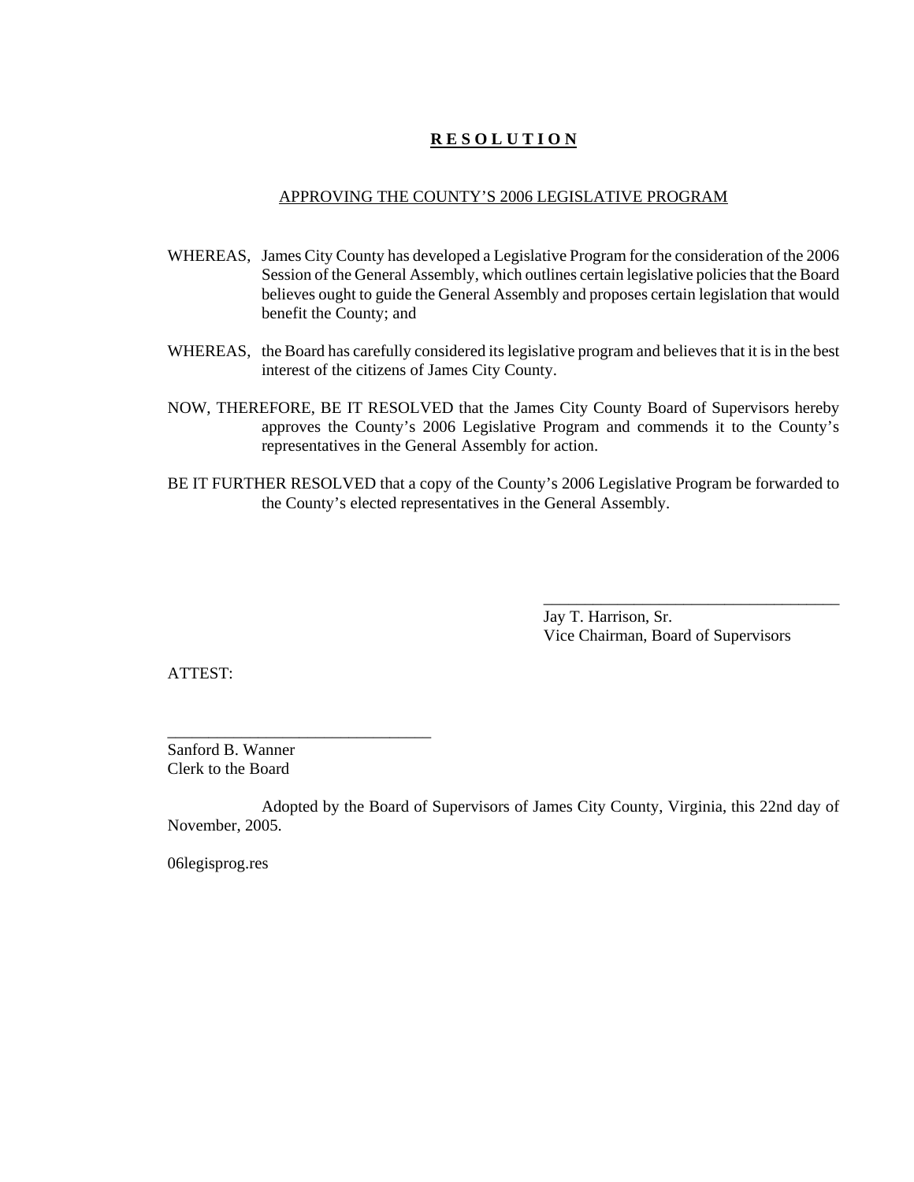# **R E S O L U T I O N**

APPROVING THE COUNTY'S 2006 LEGISLATIVE PROGRAM

WHEREAS, James City County has developed a Legislative Program for the consideration of the 2006 Session of the General Assembly, which outlines certain legislative policies that the Board believes ought to guide the General Assembly and proposes certain legislation that would benefit the County; and

WHEREAS, the Board has carefully considered its legislative program and believes that it is in the best interest of the citizens of James City County.

NOW, THEREFORE, BE IT RESOLVED that the James City County Board of Supervisors hereby approves the County's 2006 Legislative Program and commends it to the County's representatives in the General Assembly for action.

BE IT FURTHER RESOLVED that a copy of the County's 2006 Legislative Program be forwarded to the County's elected representatives in the General Assembly.

_____________________________________
Jay T. Harrison, Sr.
Vice Chairman, Board of Supervisors

ATTEST:

________________________________
Sanford B. Wanner
Clerk to the Board

Adopted by the Board of Supervisors of James City County, Virginia, this 22nd day of November, 2005.

06legisprog.res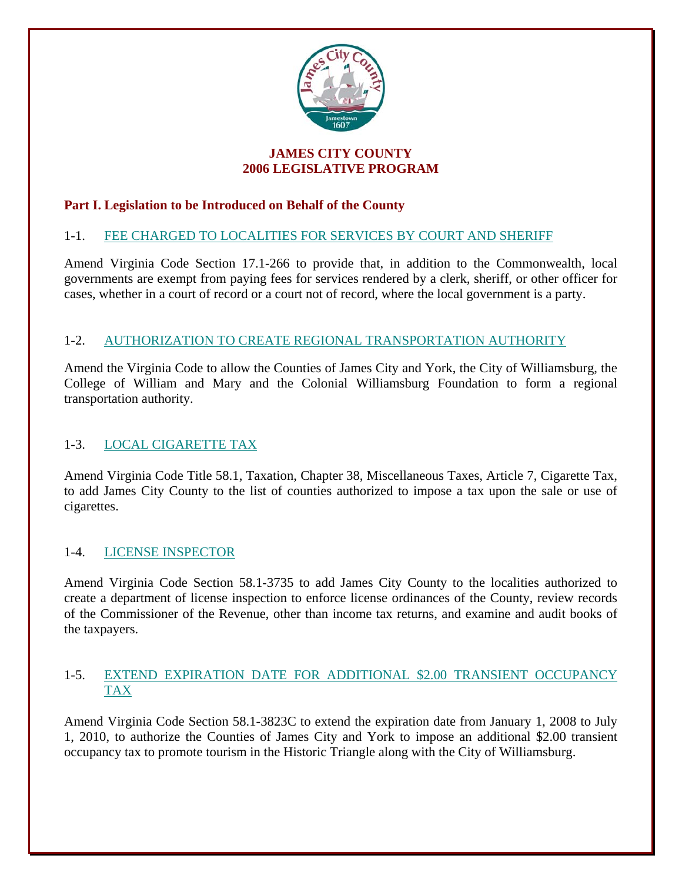# JAMES CITY COUNTY
# 2006 LEGISLATIVE PROGRAM

## Part I. Legislation to be Introduced on Behalf of the County

### 1-1. FEE CHARGED TO LOCALITIES FOR SERVICES BY COURT AND SHERIFF

Amend Virginia Code Section 17.1-266 to provide that, in addition to the Commonwealth, local governments are exempt from paying fees for services rendered by a clerk, sheriff, or other officer for cases, whether in a court of record or a court not of record, where the local government is a party.

### 1-2. AUTHORIZATION TO CREATE REGIONAL TRANSPORTATION AUTHORITY

Amend the Virginia Code to allow the Counties of James City and York, the City of Williamsburg, the College of William and Mary and the Colonial Williamsburg Foundation to form a regional transportation authority.

### 1-3. LOCAL CIGARETTE TAX

Amend Virginia Code Title 58.1, Taxation, Chapter 38, Miscellaneous Taxes, Article 7, Cigarette Tax, to add James City County to the list of counties authorized to impose a tax upon the sale or use of cigarettes.

### 1-4. LICENSE INSPECTOR

Amend Virginia Code Section 58.1-3735 to add James City County to the localities authorized to create a department of license inspection to enforce license ordinances of the County, review records of the Commissioner of the Revenue, other than income tax returns, and examine and audit books of the taxpayers.

### 1-5. EXTEND EXPIRATION DATE FOR ADDITIONAL $2.00 TRANSIENT OCCUPANCY TAX

Amend Virginia Code Section 58.1-3823C to extend the expiration date from January 1, 2008 to July 1, 2010, to authorize the Counties of James City and York to impose an additional $2.00 transient occupancy tax to promote tourism in the Historic Triangle along with the City of Williamsburg.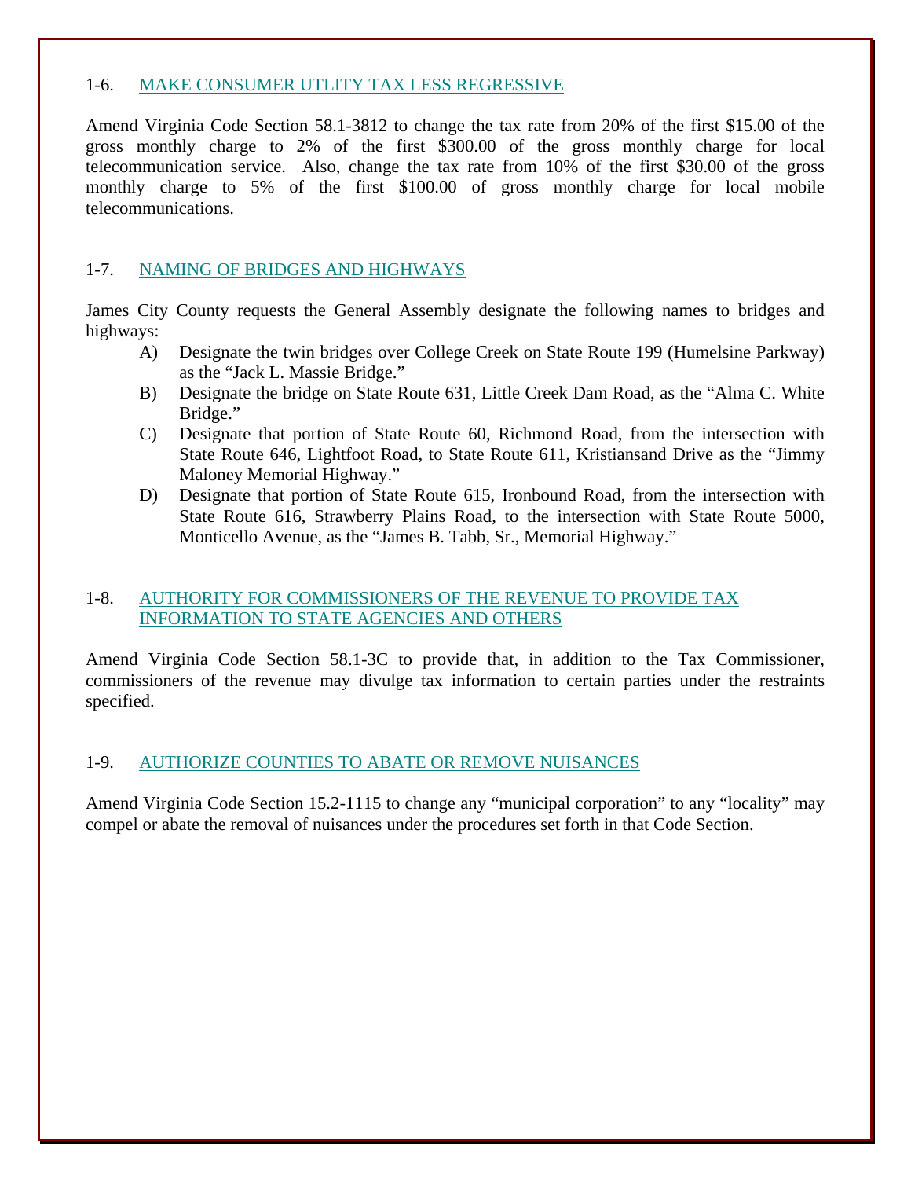## 1-6. MAKE CONSUMER UTLITY TAX LESS REGRESSIVE

Amend Virginia Code Section 58.1-3812 to change the tax rate from 20% of the first $15.00 of the gross monthly charge to 2% of the first $300.00 of the gross monthly charge for local telecommunication service. Also, change the tax rate from 10% of the first $30.00 of the gross monthly charge to 5% of the first $100.00 of gross monthly charge for local mobile telecommunications.

## 1-7. NAMING OF BRIDGES AND HIGHWAYS

James City County requests the General Assembly designate the following names to bridges and highways:

A) Designate the twin bridges over College Creek on State Route 199 (Humelsine Parkway) as the "Jack L. Massie Bridge."

B) Designate the bridge on State Route 631, Little Creek Dam Road, as the "Alma C. White Bridge."

C) Designate that portion of State Route 60, Richmond Road, from the intersection with State Route 646, Lightfoot Road, to State Route 611, Kristiansand Drive as the "Jimmy Maloney Memorial Highway."

D) Designate that portion of State Route 615, Ironbound Road, from the intersection with State Route 616, Strawberry Plains Road, to the intersection with State Route 5000, Monticello Avenue, as the "James B. Tabb, Sr., Memorial Highway."

## 1-8. AUTHORITY FOR COMMISSIONERS OF THE REVENUE TO PROVIDE TAX INFORMATION TO STATE AGENCIES AND OTHERS

Amend Virginia Code Section 58.1-3C to provide that, in addition to the Tax Commissioner, commissioners of the revenue may divulge tax information to certain parties under the restraints specified.

## 1-9. AUTHORIZE COUNTIES TO ABATE OR REMOVE NUISANCES

Amend Virginia Code Section 15.2-1115 to change any "municipal corporation" to any "locality" may compel or abate the removal of nuisances under the procedures set forth in that Code Section.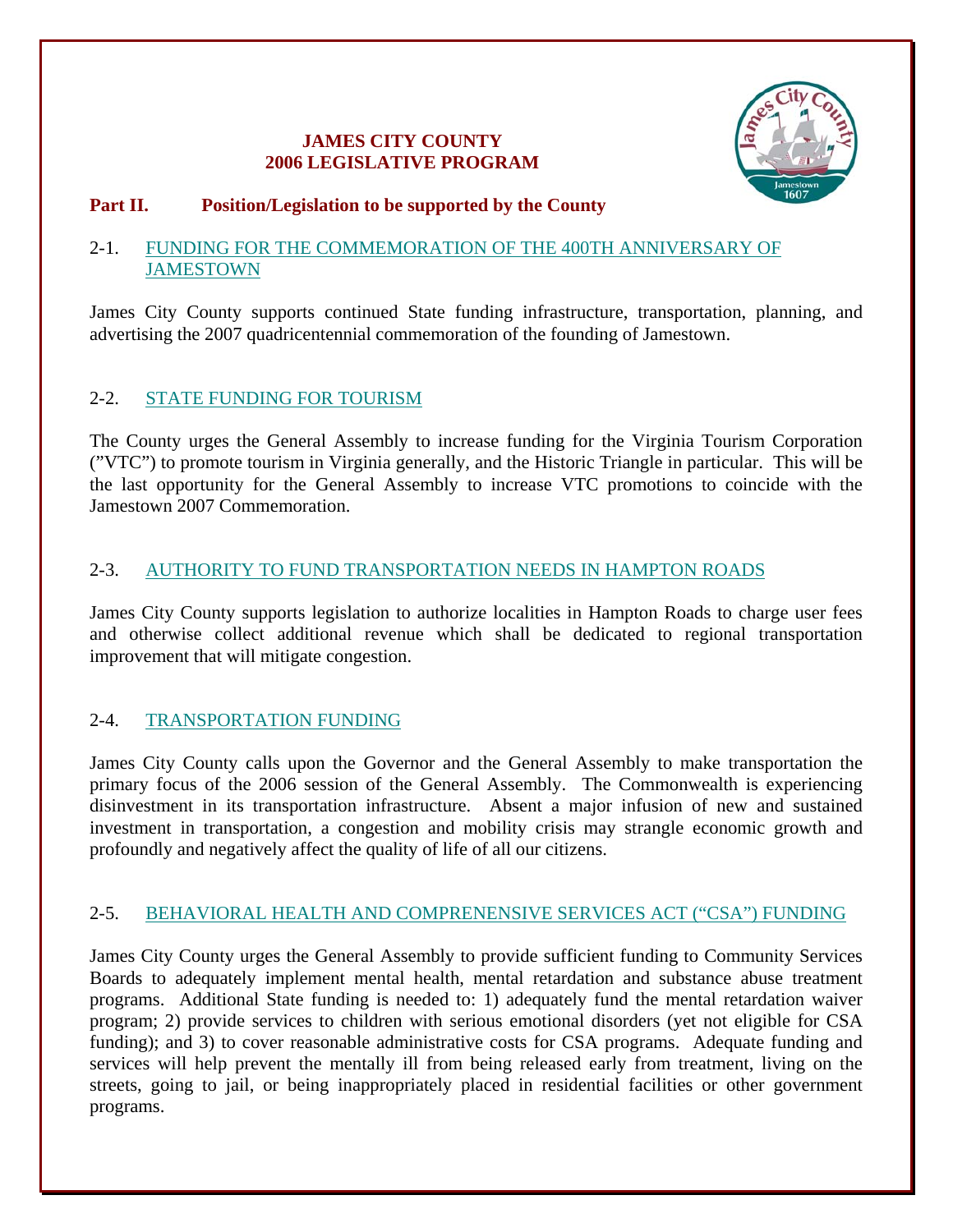# JAMES CITY COUNTY
# 2006 LEGISLATIVE PROGRAM

## Part II. Position/Legislation to be supported by the County

### 2-1. FUNDING FOR THE COMMEMORATION OF THE 400TH ANNIVERSARY OF JAMESTOWN

James City County supports continued State funding infrastructure, transportation, planning, and advertising the 2007 quadricentennial commemoration of the founding of Jamestown.

### 2-2. STATE FUNDING FOR TOURISM

The County urges the General Assembly to increase funding for the Virginia Tourism Corporation ("VTC") to promote tourism in Virginia generally, and the Historic Triangle in particular. This will be the last opportunity for the General Assembly to increase VTC promotions to coincide with the Jamestown 2007 Commemoration.

### 2-3. AUTHORITY TO FUND TRANSPORTATION NEEDS IN HAMPTON ROADS

James City County supports legislation to authorize localities in Hampton Roads to charge user fees and otherwise collect additional revenue which shall be dedicated to regional transportation improvement that will mitigate congestion.

### 2-4. TRANSPORTATION FUNDING

James City County calls upon the Governor and the General Assembly to make transportation the primary focus of the 2006 session of the General Assembly. The Commonwealth is experiencing disinvestment in its transportation infrastructure. Absent a major infusion of new and sustained investment in transportation, a congestion and mobility crisis may strangle economic growth and profoundly and negatively affect the quality of life of all our citizens.

### 2-5. BEHAVIORAL HEALTH AND COMPRENENSIVE SERVICES ACT ("CSA") FUNDING

James City County urges the General Assembly to provide sufficient funding to Community Services Boards to adequately implement mental health, mental retardation and substance abuse treatment programs. Additional State funding is needed to: 1) adequately fund the mental retardation waiver program; 2) provide services to children with serious emotional disorders (yet not eligible for CSA funding); and 3) to cover reasonable administrative costs for CSA programs. Adequate funding and services will help prevent the mentally ill from being released early from treatment, living on the streets, going to jail, or being inappropriately placed in residential facilities or other government programs.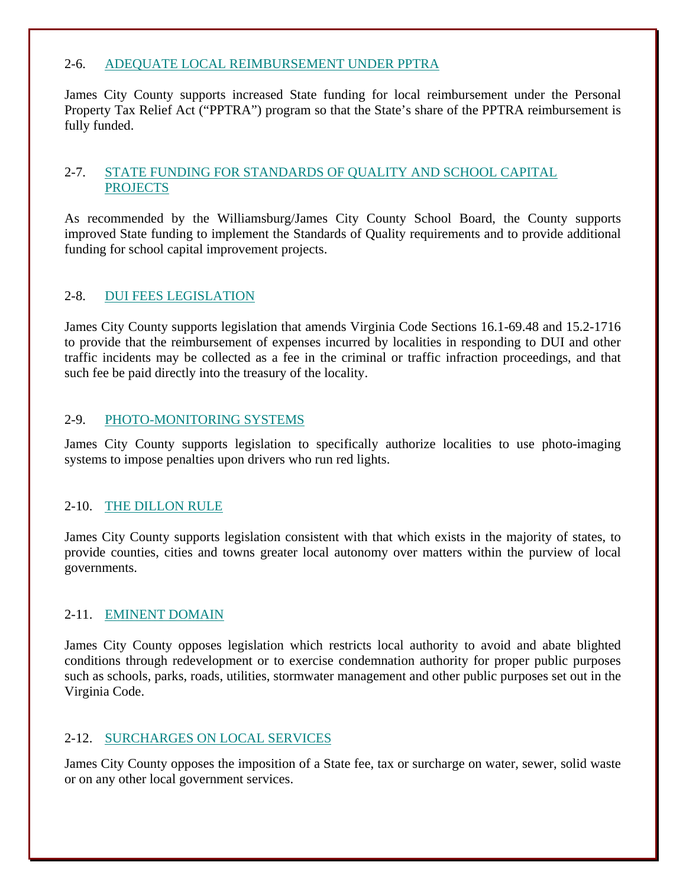### 2-6. ADEQUATE LOCAL REIMBURSEMENT UNDER PPTRA

James City County supports increased State funding for local reimbursement under the Personal Property Tax Relief Act ("PPTRA") program so that the State's share of the PPTRA reimbursement is fully funded.

### 2-7. STATE FUNDING FOR STANDARDS OF QUALITY AND SCHOOL CAPITAL PROJECTS

As recommended by the Williamsburg/James City County School Board, the County supports improved State funding to implement the Standards of Quality requirements and to provide additional funding for school capital improvement projects.

### 2-8. DUI FEES LEGISLATION

James City County supports legislation that amends Virginia Code Sections 16.1-69.48 and 15.2-1716 to provide that the reimbursement of expenses incurred by localities in responding to DUI and other traffic incidents may be collected as a fee in the criminal or traffic infraction proceedings, and that such fee be paid directly into the treasury of the locality.

### 2-9. PHOTO-MONITORING SYSTEMS

James City County supports legislation to specifically authorize localities to use photo-imaging systems to impose penalties upon drivers who run red lights.

### 2-10. THE DILLON RULE

James City County supports legislation consistent with that which exists in the majority of states, to provide counties, cities and towns greater local autonomy over matters within the purview of local governments.

### 2-11. EMINENT DOMAIN

James City County opposes legislation which restricts local authority to avoid and abate blighted conditions through redevelopment or to exercise condemnation authority for proper public purposes such as schools, parks, roads, utilities, stormwater management and other public purposes set out in the Virginia Code.

### 2-12. SURCHARGES ON LOCAL SERVICES

James City County opposes the imposition of a State fee, tax or surcharge on water, sewer, solid waste or on any other local government services.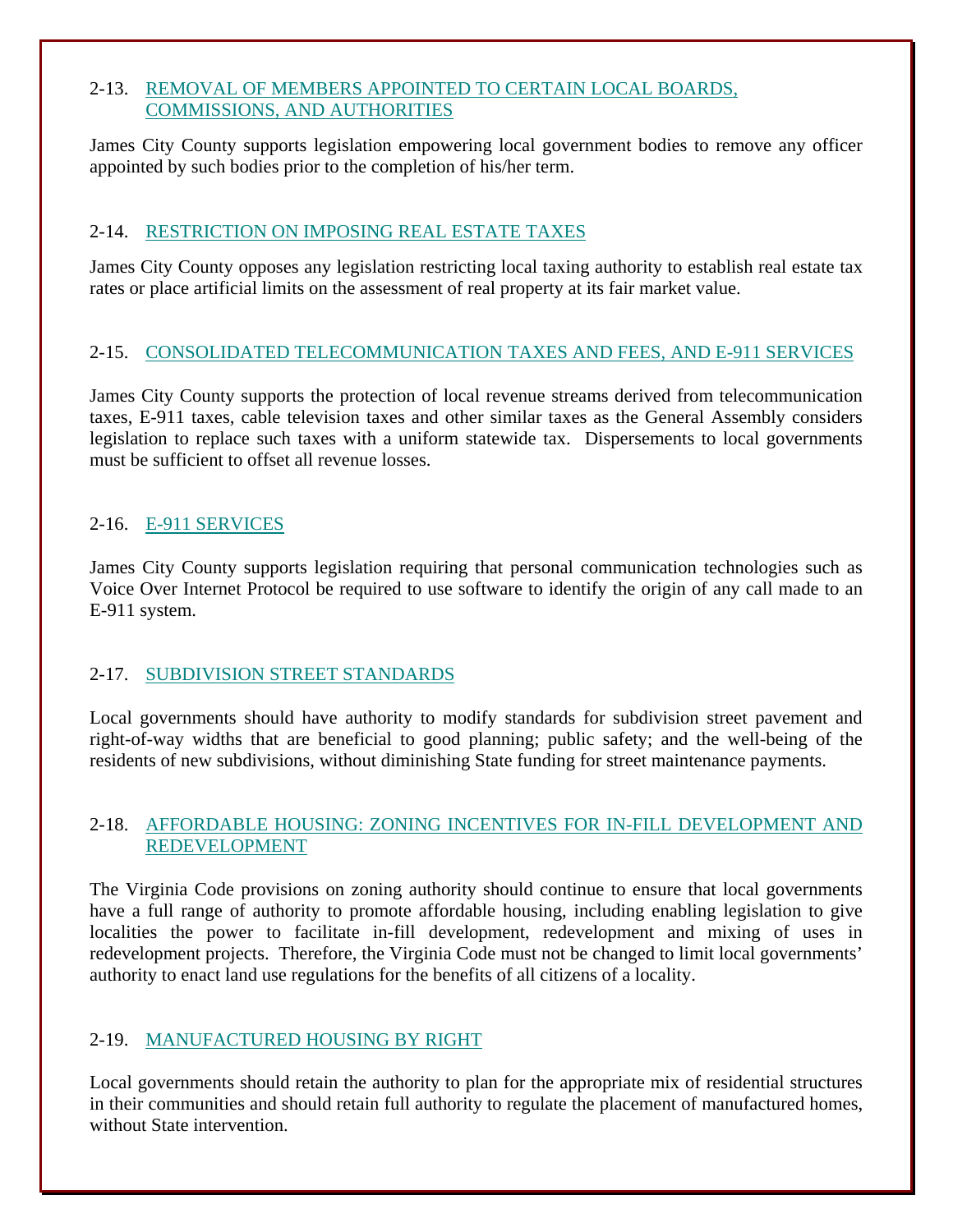## 2-13. REMOVAL OF MEMBERS APPOINTED TO CERTAIN LOCAL BOARDS, COMMISSIONS, AND AUTHORITIES

James City County supports legislation empowering local government bodies to remove any officer appointed by such bodies prior to the completion of his/her term.

## 2-14. RESTRICTION ON IMPOSING REAL ESTATE TAXES

James City County opposes any legislation restricting local taxing authority to establish real estate tax rates or place artificial limits on the assessment of real property at its fair market value.

## 2-15. CONSOLIDATED TELECOMMUNICATION TAXES AND FEES, AND E-911 SERVICES

James City County supports the protection of local revenue streams derived from telecommunication taxes, E-911 taxes, cable television taxes and other similar taxes as the General Assembly considers legislation to replace such taxes with a uniform statewide tax. Dispersements to local governments must be sufficient to offset all revenue losses.

## 2-16. E-911 SERVICES

James City County supports legislation requiring that personal communication technologies such as Voice Over Internet Protocol be required to use software to identify the origin of any call made to an E-911 system.

## 2-17. SUBDIVISION STREET STANDARDS

Local governments should have authority to modify standards for subdivision street pavement and right-of-way widths that are beneficial to good planning; public safety; and the well-being of the residents of new subdivisions, without diminishing State funding for street maintenance payments.

## 2-18. AFFORDABLE HOUSING: ZONING INCENTIVES FOR IN-FILL DEVELOPMENT AND REDEVELOPMENT

The Virginia Code provisions on zoning authority should continue to ensure that local governments have a full range of authority to promote affordable housing, including enabling legislation to give localities the power to facilitate in-fill development, redevelopment and mixing of uses in redevelopment projects. Therefore, the Virginia Code must not be changed to limit local governments' authority to enact land use regulations for the benefits of all citizens of a locality.

## 2-19. MANUFACTURED HOUSING BY RIGHT

Local governments should retain the authority to plan for the appropriate mix of residential structures in their communities and should retain full authority to regulate the placement of manufactured homes, without State intervention.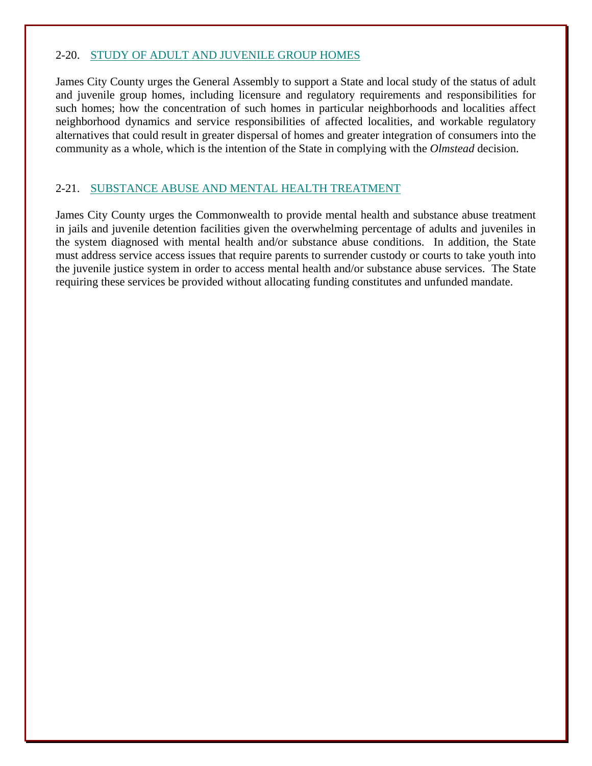## 2-20. STUDY OF ADULT AND JUVENILE GROUP HOMES

James City County urges the General Assembly to support a State and local study of the status of adult and juvenile group homes, including licensure and regulatory requirements and responsibilities for such homes; how the concentration of such homes in particular neighborhoods and localities affect neighborhood dynamics and service responsibilities of affected localities, and workable regulatory alternatives that could result in greater dispersal of homes and greater integration of consumers into the community as a whole, which is the intention of the State in complying with the *Olmstead* decision.

## 2-21. SUBSTANCE ABUSE AND MENTAL HEALTH TREATMENT

James City County urges the Commonwealth to provide mental health and substance abuse treatment in jails and juvenile detention facilities given the overwhelming percentage of adults and juveniles in the system diagnosed with mental health and/or substance abuse conditions. In addition, the State must address service access issues that require parents to surrender custody or courts to take youth into the juvenile justice system in order to access mental health and/or substance abuse services. The State requiring these services be provided without allocating funding constitutes and unfunded mandate.